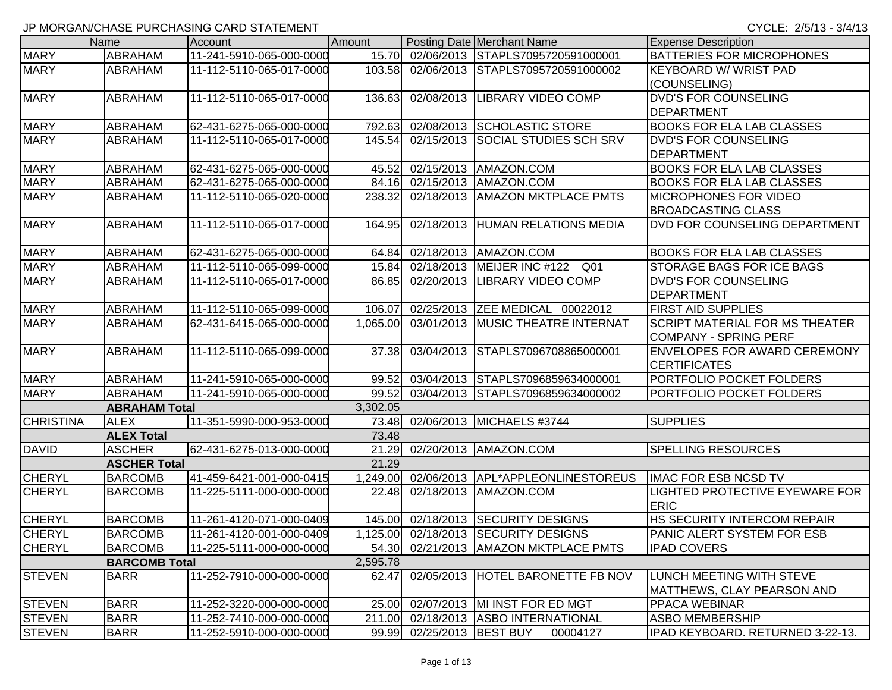JP MORGAN/CHASE PURCHASING CARD STATEMENT

CYCLE: 2/5/13 - 3/4/13

| Name | | Account | Amount | Posting Date | Merchant Name | Expense Description |
|---|---|---|---|---|---|---|
| MARY | ABRAHAM | 11-241-5910-065-000-0000 | 15.70 | 02/06/2013 | STAPLS7095720591000001 | BATTERIES FOR MICROPHONES |
| MARY | ABRAHAM | 11-112-5110-065-017-0000 | 103.58 | 02/06/2013 | STAPLS7095720591000002 | KEYBOARD W/ WRIST PAD (COUNSELING) |
| MARY | ABRAHAM | 11-112-5110-065-017-0000 | 136.63 | 02/08/2013 | LIBRARY VIDEO COMP | DVD'S FOR COUNSELING DEPARTMENT |
| MARY | ABRAHAM | 62-431-6275-065-000-0000 | 792.63 | 02/08/2013 | SCHOLASTIC STORE | BOOKS FOR ELA LAB CLASSES |
| MARY | ABRAHAM | 11-112-5110-065-017-0000 | 145.54 | 02/15/2013 | SOCIAL STUDIES SCH SRV | DVD'S FOR COUNSELING DEPARTMENT |
| MARY | ABRAHAM | 62-431-6275-065-000-0000 | 45.52 | 02/15/2013 | AMAZON.COM | BOOKS FOR ELA LAB CLASSES |
| MARY | ABRAHAM | 62-431-6275-065-000-0000 | 84.16 | 02/15/2013 | AMAZON.COM | BOOKS FOR ELA LAB CLASSES |
| MARY | ABRAHAM | 11-112-5110-065-020-0000 | 238.32 | 02/18/2013 | AMAZON MKTPLACE PMTS | MICROPHONES FOR VIDEO BROADCASTING CLASS |
| MARY | ABRAHAM | 11-112-5110-065-017-0000 | 164.95 | 02/18/2013 | HUMAN RELATIONS MEDIA | DVD FOR COUNSELING DEPARTMENT |
| MARY | ABRAHAM | 62-431-6275-065-000-0000 | 64.84 | 02/18/2013 | AMAZON.COM | BOOKS FOR ELA LAB CLASSES |
| MARY | ABRAHAM | 11-112-5110-065-099-0000 | 15.84 | 02/18/2013 | MEIJER INC #122 Q01 | STORAGE BAGS FOR ICE BAGS |
| MARY | ABRAHAM | 11-112-5110-065-017-0000 | 86.85 | 02/20/2013 | LIBRARY VIDEO COMP | DVD'S FOR COUNSELING DEPARTMENT |
| MARY | ABRAHAM | 11-112-5110-065-099-0000 | 106.07 | 02/25/2013 | ZEE MEDICAL 00022012 | FIRST AID SUPPLIES |
| MARY | ABRAHAM | 62-431-6415-065-000-0000 | 1,065.00 | 03/01/2013 | MUSIC THEATRE INTERNAT | SCRIPT MATERIAL FOR MS THEATER COMPANY - SPRING PERF |
| MARY | ABRAHAM | 11-112-5110-065-099-0000 | 37.38 | 03/04/2013 | STAPLS7096708865000001 | ENVELOPES FOR AWARD CEREMONY CERTIFICATES |
| MARY | ABRAHAM | 11-241-5910-065-000-0000 | 99.52 | 03/04/2013 | STAPLS7096859634000001 | PORTFOLIO POCKET FOLDERS |
| MARY | ABRAHAM | 11-241-5910-065-000-0000 | 99.52 | 03/04/2013 | STAPLS7096859634000002 | PORTFOLIO POCKET FOLDERS |
| | **ABRAHAM Total** | | 3,302.05 | | | |
| CHRISTINA | ALEX | 11-351-5990-000-953-0000 | 73.48 | 02/06/2013 | MICHAELS #3744 | SUPPLIES |
| | **ALEX Total** | | 73.48 | | | |
| DAVID | ASCHER | 62-431-6275-013-000-0000 | 21.29 | 02/20/2013 | AMAZON.COM | SPELLING RESOURCES |
| | **ASCHER Total** | | 21.29 | | | |
| CHERYL | BARCOMB | 41-459-6421-001-000-0415 | 1,249.00 | 02/06/2013 | APL*APPLEONLINESTOREUS | IMAC FOR ESB NCSD TV |
| CHERYL | BARCOMB | 11-225-5111-000-000-0000 | 22.48 | 02/18/2013 | AMAZON.COM | LIGHTED PROTECTIVE EYEWARE FOR ERIC |
| CHERYL | BARCOMB | 11-261-4120-071-000-0409 | 145.00 | 02/18/2013 | SECURITY DESIGNS | HS SECURITY INTERCOM REPAIR |
| CHERYL | BARCOMB | 11-261-4120-001-000-0409 | 1,125.00 | 02/18/2013 | SECURITY DESIGNS | PANIC ALERT SYSTEM FOR ESB |
| CHERYL | BARCOMB | 11-225-5111-000-000-0000 | 54.30 | 02/21/2013 | AMAZON MKTPLACE PMTS | IPAD COVERS |
| | **BARCOMB Total** | | 2,595.78 | | | |
| STEVEN | BARR | 11-252-7910-000-000-0000 | 62.47 | 02/05/2013 | HOTEL BARONETTE FB NOV | LUNCH MEETING WITH STEVE MATTHEWS, CLAY PEARSON AND |
| STEVEN | BARR | 11-252-3220-000-000-0000 | 25.00 | 02/07/2013 | MI INST FOR ED MGT | PPACA WEBINAR |
| STEVEN | BARR | 11-252-7410-000-000-0000 | 211.00 | 02/18/2013 | ASBO INTERNATIONAL | ASBO MEMBERSHIP |
| STEVEN | BARR | 11-252-5910-000-000-0000 | 99.99 | 02/25/2013 | BEST BUY 00004127 | IPAD KEYBOARD. RETURNED 3-22-13. |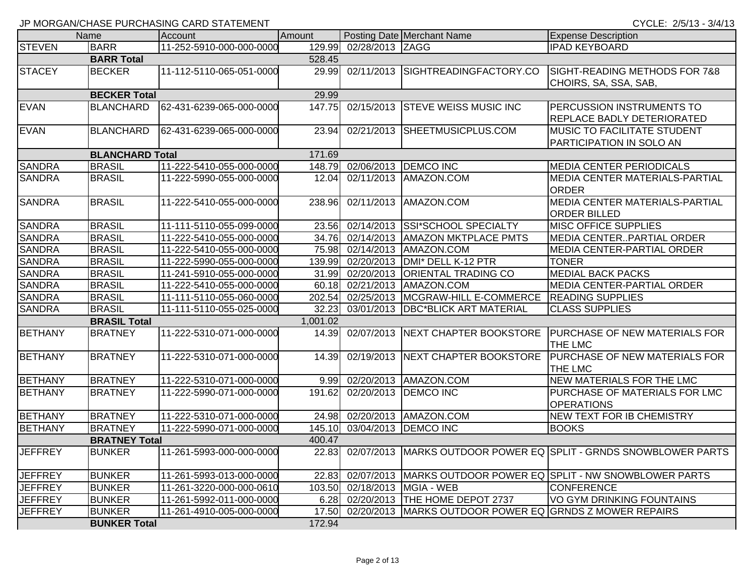JP MORGAN/CHASE PURCHASING CARD STATEMENT

CYCLE: 2/5/13 - 3/4/13

| Name | | Account | Amount | Posting Date | Merchant Name | Expense Description |
|---|---|---|---|---|---|---|
| STEVEN | BARR | 11-252-5910-000-000-0000 | 129.99 | 02/28/2013 | ZAGG | IPAD KEYBOARD |
| | **BARR Total** | | 528.45 | | | |
| STACEY | BECKER | 11-112-5110-065-051-0000 | 29.99 | 02/11/2013 | SIGHTREADINGFACTORY.CO | SIGHT-READING METHODS FOR 7&8 CHOIRS, SA, SSA, SAB, |
| | **BECKER Total** | | 29.99 | | | |
| EVAN | BLANCHARD | 62-431-6239-065-000-0000 | 147.75 | 02/15/2013 | STEVE WEISS MUSIC INC | PERCUSSION INSTRUMENTS TO REPLACE BADLY DETERIORATED |
| EVAN | BLANCHARD | 62-431-6239-065-000-0000 | 23.94 | 02/21/2013 | SHEETMUSICPLUS.COM | MUSIC TO FACILITATE STUDENT PARTICIPATION IN SOLO AN |
| | **BLANCHARD Total** | | 171.69 | | | |
| SANDRA | BRASIL | 11-222-5410-055-000-0000 | 148.79 | 02/06/2013 | DEMCO INC | MEDIA CENTER PERIODICALS |
| SANDRA | BRASIL | 11-222-5990-055-000-0000 | 12.04 | 02/11/2013 | AMAZON.COM | MEDIA CENTER MATERIALS-PARTIAL ORDER |
| SANDRA | BRASIL | 11-222-5410-055-000-0000 | 238.96 | 02/11/2013 | AMAZON.COM | MEDIA CENTER MATERIALS-PARTIAL ORDER BILLED |
| SANDRA | BRASIL | 11-111-5110-055-099-0000 | 23.56 | 02/14/2013 | SSI*SCHOOL SPECIALTY | MISC OFFICE SUPPLIES |
| SANDRA | BRASIL | 11-222-5410-055-000-0000 | 34.76 | 02/14/2013 | AMAZON MKTPLACE PMTS | MEDIA CENTER..PARTIAL ORDER |
| SANDRA | BRASIL | 11-222-5410-055-000-0000 | 75.98 | 02/14/2013 | AMAZON.COM | MEDIA CENTER-PARTIAL ORDER |
| SANDRA | BRASIL | 11-222-5990-055-000-0000 | 139.99 | 02/20/2013 | DMI* DELL K-12 PTR | TONER |
| SANDRA | BRASIL | 11-241-5910-055-000-0000 | 31.99 | 02/20/2013 | ORIENTAL TRADING CO | MEDIAL BACK PACKS |
| SANDRA | BRASIL | 11-222-5410-055-000-0000 | 60.18 | 02/21/2013 | AMAZON.COM | MEDIA CENTER-PARTIAL ORDER |
| SANDRA | BRASIL | 11-111-5110-055-060-0000 | 202.54 | 02/25/2013 | MCGRAW-HILL E-COMMERCE | READING SUPPLIES |
| SANDRA | BRASIL | 11-111-5110-055-025-0000 | 32.23 | 03/01/2013 | DBC*BLICK ART MATERIAL | CLASS SUPPLIES |
| | **BRASIL Total** | | 1,001.02 | | | |
| BETHANY | BRATNEY | 11-222-5310-071-000-0000 | 14.39 | 02/07/2013 | NEXT CHAPTER BOOKSTORE | PURCHASE OF NEW MATERIALS FOR THE LMC |
| BETHANY | BRATNEY | 11-222-5310-071-000-0000 | 14.39 | 02/19/2013 | NEXT CHAPTER BOOKSTORE | PURCHASE OF NEW MATERIALS FOR THE LMC |
| BETHANY | BRATNEY | 11-222-5310-071-000-0000 | 9.99 | 02/20/2013 | AMAZON.COM | NEW MATERIALS FOR THE LMC |
| BETHANY | BRATNEY | 11-222-5990-071-000-0000 | 191.62 | 02/20/2013 | DEMCO INC | PURCHASE OF MATERIALS FOR LMC OPERATIONS |
| BETHANY | BRATNEY | 11-222-5310-071-000-0000 | 24.98 | 02/20/2013 | AMAZON.COM | NEW TEXT FOR IB CHEMISTRY |
| BETHANY | BRATNEY | 11-222-5990-071-000-0000 | 145.10 | 03/04/2013 | DEMCO INC | BOOKS |
| | **BRATNEY Total** | | 400.47 | | | |
| JEFFREY | BUNKER | 11-261-5993-000-000-0000 | 22.83 | 02/07/2013 | MARKS OUTDOOR POWER EQ | SPLIT - GRNDS SNOWBLOWER PARTS |
| JEFFREY | BUNKER | 11-261-5993-013-000-0000 | 22.83 | 02/07/2013 | MARKS OUTDOOR POWER EQ | SPLIT - NW SNOWBLOWER PARTS |
| JEFFREY | BUNKER | 11-261-3220-000-000-0610 | 103.50 | 02/18/2013 | MGIA - WEB | CONFERENCE |
| JEFFREY | BUNKER | 11-261-5992-011-000-0000 | 6.28 | 02/20/2013 | THE HOME DEPOT 2737 | VO GYM DRINKING FOUNTAINS |
| JEFFREY | BUNKER | 11-261-4910-005-000-0000 | 17.50 | 02/20/2013 | MARKS OUTDOOR POWER EQ | GRNDS Z MOWER REPAIRS |
| | **BUNKER Total** | | 172.94 | | | |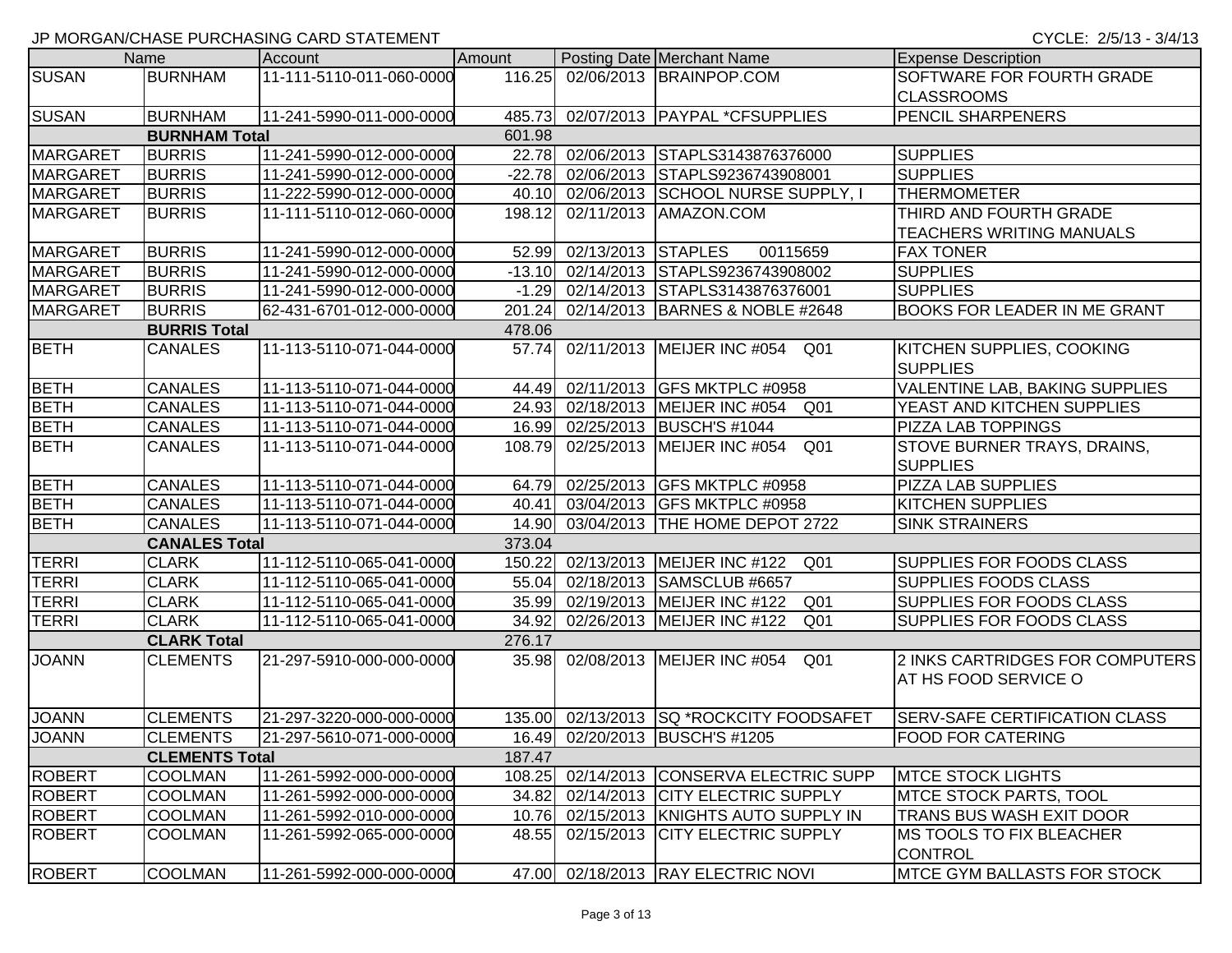JP MORGAN/CHASE PURCHASING CARD STATEMENT

CYCLE: 2/5/13 - 3/4/13

| Name | | Account | Amount | Posting Date | Merchant Name | Expense Description |
|---|---|---|---|---|---|---|
| SUSAN | BURNHAM | 11-111-5110-011-060-0000 | 116.25 | 02/06/2013 | BRAINPOP.COM | SOFTWARE FOR FOURTH GRADE CLASSROOMS |
| SUSAN | BURNHAM | 11-241-5990-011-000-0000 | 485.73 | 02/07/2013 | PAYPAL *CFSUPPLIES | PENCIL SHARPENERS |
| | BURNHAM Total | | 601.98 | | | |
| MARGARET | BURRIS | 11-241-5990-012-000-0000 | 22.78 | 02/06/2013 | STAPLS3143876376000 | SUPPLIES |
| MARGARET | BURRIS | 11-241-5990-012-000-0000 | -22.78 | 02/06/2013 | STAPLS9236743908001 | SUPPLIES |
| MARGARET | BURRIS | 11-222-5990-012-000-0000 | 40.10 | 02/06/2013 | SCHOOL NURSE SUPPLY, I | THERMOMETER |
| MARGARET | BURRIS | 11-111-5110-012-060-0000 | 198.12 | 02/11/2013 | AMAZON.COM | THIRD AND FOURTH GRADE TEACHERS WRITING MANUALS |
| MARGARET | BURRIS | 11-241-5990-012-000-0000 | 52.99 | 02/13/2013 | STAPLES 00115659 | FAX TONER |
| MARGARET | BURRIS | 11-241-5990-012-000-0000 | -13.10 | 02/14/2013 | STAPLS9236743908002 | SUPPLIES |
| MARGARET | BURRIS | 11-241-5990-012-000-0000 | -1.29 | 02/14/2013 | STAPLS3143876376001 | SUPPLIES |
| MARGARET | BURRIS | 62-431-6701-012-000-0000 | 201.24 | 02/14/2013 | BARNES & NOBLE #2648 | BOOKS FOR LEADER IN ME GRANT |
| | BURRIS Total | | 478.06 | | | |
| BETH | CANALES | 11-113-5110-071-044-0000 | 57.74 | 02/11/2013 | MEIJER INC #054 Q01 | KITCHEN SUPPLIES, COOKING SUPPLIES |
| BETH | CANALES | 11-113-5110-071-044-0000 | 44.49 | 02/11/2013 | GFS MKTPLC #0958 | VALENTINE LAB, BAKING SUPPLIES |
| BETH | CANALES | 11-113-5110-071-044-0000 | 24.93 | 02/18/2013 | MEIJER INC #054 Q01 | YEAST AND KITCHEN SUPPLIES |
| BETH | CANALES | 11-113-5110-071-044-0000 | 16.99 | 02/25/2013 | BUSCH'S #1044 | PIZZA LAB TOPPINGS |
| BETH | CANALES | 11-113-5110-071-044-0000 | 108.79 | 02/25/2013 | MEIJER INC #054 Q01 | STOVE BURNER TRAYS, DRAINS, SUPPLIES |
| BETH | CANALES | 11-113-5110-071-044-0000 | 64.79 | 02/25/2013 | GFS MKTPLC #0958 | PIZZA LAB SUPPLIES |
| BETH | CANALES | 11-113-5110-071-044-0000 | 40.41 | 03/04/2013 | GFS MKTPLC #0958 | KITCHEN SUPPLIES |
| BETH | CANALES | 11-113-5110-071-044-0000 | 14.90 | 03/04/2013 | THE HOME DEPOT 2722 | SINK STRAINERS |
| | CANALES Total | | 373.04 | | | |
| TERRI | CLARK | 11-112-5110-065-041-0000 | 150.22 | 02/13/2013 | MEIJER INC #122 Q01 | SUPPLIES FOR FOODS CLASS |
| TERRI | CLARK | 11-112-5110-065-041-0000 | 55.04 | 02/18/2013 | SAMSCLUB #6657 | SUPPLIES FOODS CLASS |
| TERRI | CLARK | 11-112-5110-065-041-0000 | 35.99 | 02/19/2013 | MEIJER INC #122 Q01 | SUPPLIES FOR FOODS CLASS |
| TERRI | CLARK | 11-112-5110-065-041-0000 | 34.92 | 02/26/2013 | MEIJER INC #122 Q01 | SUPPLIES FOR FOODS CLASS |
| | CLARK Total | | 276.17 | | | |
| JOANN | CLEMENTS | 21-297-5910-000-000-0000 | 35.98 | 02/08/2013 | MEIJER INC #054 Q01 | 2 INKS CARTRIDGES FOR COMPUTERS AT HS FOOD SERVICE O |
| JOANN | CLEMENTS | 21-297-3220-000-000-0000 | 135.00 | 02/13/2013 | SQ *ROCKCITY FOODSAFET | SERV-SAFE CERTIFICATION CLASS |
| JOANN | CLEMENTS | 21-297-5610-071-000-0000 | 16.49 | 02/20/2013 | BUSCH'S #1205 | FOOD FOR CATERING |
| | CLEMENTS Total | | 187.47 | | | |
| ROBERT | COOLMAN | 11-261-5992-000-000-0000 | 108.25 | 02/14/2013 | CONSERVA ELECTRIC SUPP | MTCE STOCK LIGHTS |
| ROBERT | COOLMAN | 11-261-5992-000-000-0000 | 34.82 | 02/14/2013 | CITY ELECTRIC SUPPLY | MTCE STOCK PARTS, TOOL |
| ROBERT | COOLMAN | 11-261-5992-010-000-0000 | 10.76 | 02/15/2013 | KNIGHTS AUTO SUPPLY IN | TRANS BUS WASH EXIT DOOR |
| ROBERT | COOLMAN | 11-261-5992-065-000-0000 | 48.55 | 02/15/2013 | CITY ELECTRIC SUPPLY | MS TOOLS TO FIX BLEACHER CONTROL |
| ROBERT | COOLMAN | 11-261-5992-000-000-0000 | 47.00 | 02/18/2013 | RAY ELECTRIC NOVI | MTCE GYM BALLASTS FOR STOCK |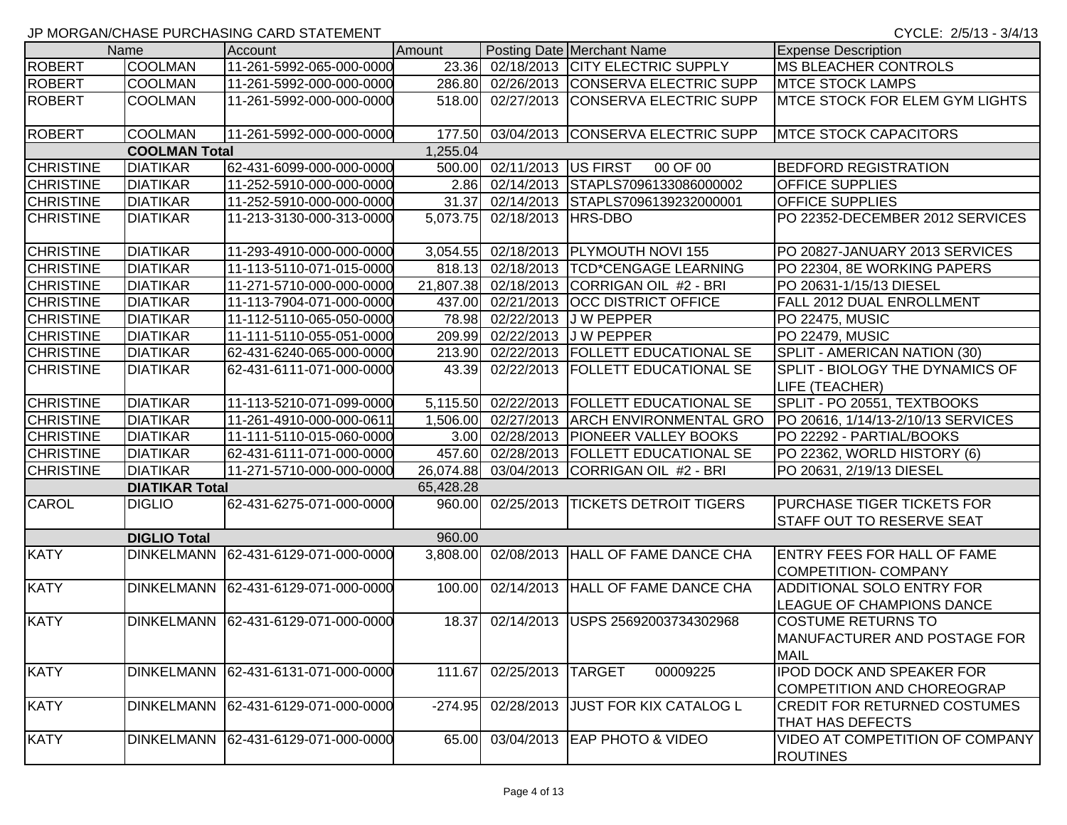JP MORGAN/CHASE PURCHASING CARD STATEMENT

CYCLE: 2/5/13 - 3/4/13

| Name | | Account | Amount | Posting Date | Merchant Name | Expense Description |
|---|---|---|---|---|---|---|
| ROBERT | COOLMAN | 11-261-5992-065-000-0000 | 23.36 | 02/18/2013 | CITY ELECTRIC SUPPLY | MS BLEACHER CONTROLS |
| ROBERT | COOLMAN | 11-261-5992-000-000-0000 | 286.80 | 02/26/2013 | CONSERVA ELECTRIC SUPP | MTCE STOCK LAMPS |
| ROBERT | COOLMAN | 11-261-5992-000-000-0000 | 518.00 | 02/27/2013 | CONSERVA ELECTRIC SUPP | MTCE STOCK FOR ELEM GYM LIGHTS |
| ROBERT | COOLMAN | 11-261-5992-000-000-0000 | 177.50 | 03/04/2013 | CONSERVA ELECTRIC SUPP | MTCE STOCK CAPACITORS |
| | **COOLMAN Total** | | 1,255.04 | | | |
| CHRISTINE | DIATIKAR | 62-431-6099-000-000-0000 | 500.00 | 02/11/2013 | US FIRST 00 OF 00 | BEDFORD REGISTRATION |
| CHRISTINE | DIATIKAR | 11-252-5910-000-000-0000 | 2.86 | 02/14/2013 | STAPLS7096133086000002 | OFFICE SUPPLIES |
| CHRISTINE | DIATIKAR | 11-252-5910-000-000-0000 | 31.37 | 02/14/2013 | STAPLS7096139232000001 | OFFICE SUPPLIES |
| CHRISTINE | DIATIKAR | 11-213-3130-000-313-0000 | 5,073.75 | 02/18/2013 | HRS-DBO | PO 22352-DECEMBER 2012 SERVICES |
| CHRISTINE | DIATIKAR | 11-293-4910-000-000-0000 | 3,054.55 | 02/18/2013 | PLYMOUTH NOVI 155 | PO 20827-JANUARY 2013 SERVICES |
| CHRISTINE | DIATIKAR | 11-113-5110-071-015-0000 | 818.13 | 02/18/2013 | TCD*CENGAGE LEARNING | PO 22304, 8E WORKING PAPERS |
| CHRISTINE | DIATIKAR | 11-271-5710-000-000-0000 | 21,807.38 | 02/18/2013 | CORRIGAN OIL #2 - BRI | PO 20631-1/15/13 DIESEL |
| CHRISTINE | DIATIKAR | 11-113-7904-071-000-0000 | 437.00 | 02/21/2013 | OCC DISTRICT OFFICE | FALL 2012 DUAL ENROLLMENT |
| CHRISTINE | DIATIKAR | 11-112-5110-065-050-0000 | 78.98 | 02/22/2013 | J W PEPPER | PO 22475, MUSIC |
| CHRISTINE | DIATIKAR | 11-111-5110-055-051-0000 | 209.99 | 02/22/2013 | J W PEPPER | PO 22479, MUSIC |
| CHRISTINE | DIATIKAR | 62-431-6240-065-000-0000 | 213.90 | 02/22/2013 | FOLLETT EDUCATIONAL SE | SPLIT - AMERICAN NATION (30) |
| CHRISTINE | DIATIKAR | 62-431-6111-071-000-0000 | 43.39 | 02/22/2013 | FOLLETT EDUCATIONAL SE | SPLIT - BIOLOGY THE DYNAMICS OF LIFE (TEACHER) |
| CHRISTINE | DIATIKAR | 11-113-5210-071-099-0000 | 5,115.50 | 02/22/2013 | FOLLETT EDUCATIONAL SE | SPLIT - PO 20551, TEXTBOOKS |
| CHRISTINE | DIATIKAR | 11-261-4910-000-000-0611 | 1,506.00 | 02/27/2013 | ARCH ENVIRONMENTAL GRO | PO 20616, 1/14/13-2/10/13 SERVICES |
| CHRISTINE | DIATIKAR | 11-111-5110-015-060-0000 | 3.00 | 02/28/2013 | PIONEER VALLEY BOOKS | PO 22292 - PARTIAL/BOOKS |
| CHRISTINE | DIATIKAR | 62-431-6111-071-000-0000 | 457.60 | 02/28/2013 | FOLLETT EDUCATIONAL SE | PO 22362, WORLD HISTORY (6) |
| CHRISTINE | DIATIKAR | 11-271-5710-000-000-0000 | 26,074.88 | 03/04/2013 | CORRIGAN OIL #2 - BRI | PO 20631, 2/19/13 DIESEL |
| | **DIATIKAR Total** | | 65,428.28 | | | |
| CAROL | DIGLIO | 62-431-6275-071-000-0000 | 960.00 | 02/25/2013 | TICKETS DETROIT TIGERS | PURCHASE TIGER TICKETS FOR STAFF OUT TO RESERVE SEAT |
| | **DIGLIO Total** | | 960.00 | | | |
| KATY | DINKELMANN | 62-431-6129-071-000-0000 | 3,808.00 | 02/08/2013 | HALL OF FAME DANCE CHA | ENTRY FEES FOR HALL OF FAME COMPETITION- COMPANY |
| KATY | DINKELMANN | 62-431-6129-071-000-0000 | 100.00 | 02/14/2013 | HALL OF FAME DANCE CHA | ADDITIONAL SOLO ENTRY FOR LEAGUE OF CHAMPIONS DANCE |
| KATY | DINKELMANN | 62-431-6129-071-000-0000 | 18.37 | 02/14/2013 | USPS 25692003734302968 | COSTUME RETURNS TO MANUFACTURER AND POSTAGE FOR MAIL |
| KATY | DINKELMANN | 62-431-6131-071-000-0000 | 111.67 | 02/25/2013 | TARGET 00009225 | IPOD DOCK AND SPEAKER FOR COMPETITION AND CHOREOGRAP |
| KATY | DINKELMANN | 62-431-6129-071-000-0000 | -274.95 | 02/28/2013 | JUST FOR KIX CATALOG L | CREDIT FOR RETURNED COSTUMES THAT HAS DEFECTS |
| KATY | DINKELMANN | 62-431-6129-071-000-0000 | 65.00 | 03/04/2013 | EAP PHOTO & VIDEO | VIDEO AT COMPETITION OF COMPANY ROUTINES |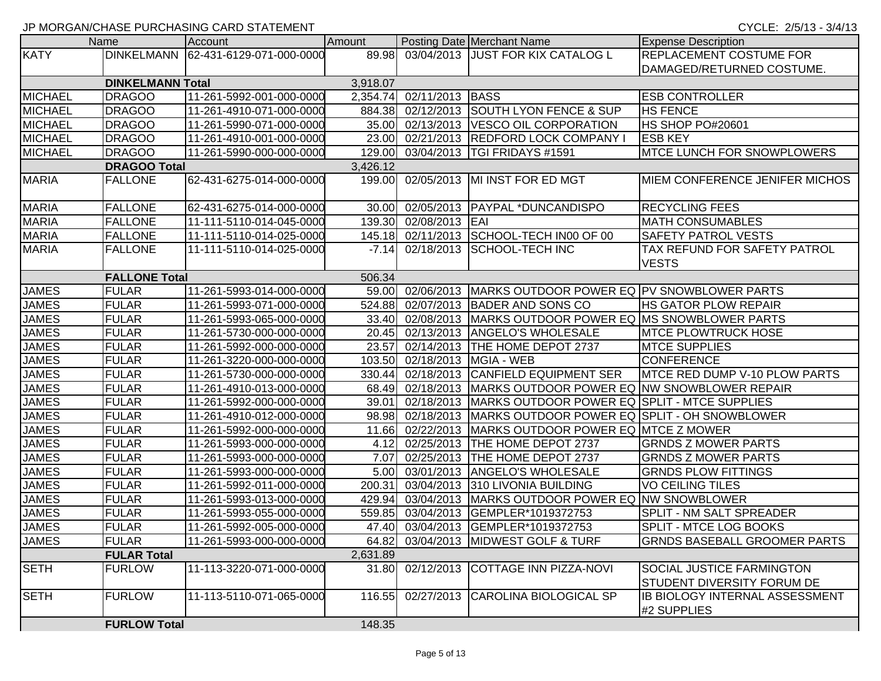JP MORGAN/CHASE PURCHASING CARD STATEMENT

CYCLE: 2/5/13 - 3/4/13

| Name | | Account | Amount | Posting Date | Merchant Name | Expense Description |
|---|---|---|---|---|---|---|
| KATY | DINKELMANN | 62-431-6129-071-000-0000 | 89.98 | 03/04/2013 | JUST FOR KIX CATALOG L | REPLACEMENT COSTUME FOR DAMAGED/RETURNED COSTUME. |
| | **DINKELMANN Total** | | 3,918.07 | | | |
| MICHAEL | DRAGOO | 11-261-5992-001-000-0000 | 2,354.74 | 02/11/2013 | BASS | ESB CONTROLLER |
| MICHAEL | DRAGOO | 11-261-4910-071-000-0000 | 884.38 | 02/12/2013 | SOUTH LYON FENCE & SUP | HS FENCE |
| MICHAEL | DRAGOO | 11-261-5990-071-000-0000 | 35.00 | 02/13/2013 | VESCO OIL CORPORATION | HS SHOP PO#20601 |
| MICHAEL | DRAGOO | 11-261-4910-001-000-0000 | 23.00 | 02/21/2013 | REDFORD LOCK COMPANY I | ESB KEY |
| MICHAEL | DRAGOO | 11-261-5990-000-000-0000 | 129.00 | 03/04/2013 | TGI FRIDAYS #1591 | MTCE LUNCH FOR SNOWPLOWERS |
| | **DRAGOO Total** | | 3,426.12 | | | |
| MARIA | FALLONE | 62-431-6275-014-000-0000 | 199.00 | 02/05/2013 | MI INST FOR ED MGT | MIEM CONFERENCE JENIFER MICHOS |
| MARIA | FALLONE | 62-431-6275-014-000-0000 | 30.00 | 02/05/2013 | PAYPAL *DUNCANDISPO | RECYCLING FEES |
| MARIA | FALLONE | 11-111-5110-014-045-0000 | 139.30 | 02/08/2013 | EAI | MATH CONSUMABLES |
| MARIA | FALLONE | 11-111-5110-014-025-0000 | 145.18 | 02/11/2013 | SCHOOL-TECH IN00 OF 00 | SAFETY PATROL VESTS |
| MARIA | FALLONE | 11-111-5110-014-025-0000 | -7.14 | 02/18/2013 | SCHOOL-TECH INC | TAX REFUND FOR SAFETY PATROL VESTS |
| | **FALLONE Total** | | 506.34 | | | |
| JAMES | FULAR | 11-261-5993-014-000-0000 | 59.00 | 02/06/2013 | MARKS OUTDOOR POWER EQ | PV SNOWBLOWER PARTS |
| JAMES | FULAR | 11-261-5993-071-000-0000 | 524.88 | 02/07/2013 | BADER AND SONS CO | HS GATOR PLOW REPAIR |
| JAMES | FULAR | 11-261-5993-065-000-0000 | 33.40 | 02/08/2013 | MARKS OUTDOOR POWER EQ | MS SNOWBLOWER PARTS |
| JAMES | FULAR | 11-261-5730-000-000-0000 | 20.45 | 02/13/2013 | ANGELO'S WHOLESALE | MTCE PLOWTRUCK HOSE |
| JAMES | FULAR | 11-261-5992-000-000-0000 | 23.57 | 02/14/2013 | THE HOME DEPOT 2737 | MTCE SUPPLIES |
| JAMES | FULAR | 11-261-3220-000-000-0000 | 103.50 | 02/18/2013 | MGIA - WEB | CONFERENCE |
| JAMES | FULAR | 11-261-5730-000-000-0000 | 330.44 | 02/18/2013 | CANFIELD EQUIPMENT SER | MTCE RED DUMP V-10 PLOW PARTS |
| JAMES | FULAR | 11-261-4910-013-000-0000 | 68.49 | 02/18/2013 | MARKS OUTDOOR POWER EQ | NW SNOWBLOWER REPAIR |
| JAMES | FULAR | 11-261-5992-000-000-0000 | 39.01 | 02/18/2013 | MARKS OUTDOOR POWER EQ | SPLIT - MTCE SUPPLIES |
| JAMES | FULAR | 11-261-4910-012-000-0000 | 98.98 | 02/18/2013 | MARKS OUTDOOR POWER EQ | SPLIT - OH SNOWBLOWER |
| JAMES | FULAR | 11-261-5992-000-000-0000 | 11.66 | 02/22/2013 | MARKS OUTDOOR POWER EQ | MTCE Z MOWER |
| JAMES | FULAR | 11-261-5993-000-000-0000 | 4.12 | 02/25/2013 | THE HOME DEPOT 2737 | GRNDS Z MOWER PARTS |
| JAMES | FULAR | 11-261-5993-000-000-0000 | 7.07 | 02/25/2013 | THE HOME DEPOT 2737 | GRNDS Z MOWER PARTS |
| JAMES | FULAR | 11-261-5993-000-000-0000 | 5.00 | 03/01/2013 | ANGELO'S WHOLESALE | GRNDS PLOW FITTINGS |
| JAMES | FULAR | 11-261-5992-011-000-0000 | 200.31 | 03/04/2013 | 310 LIVONIA BUILDING | VO CEILING TILES |
| JAMES | FULAR | 11-261-5993-013-000-0000 | 429.94 | 03/04/2013 | MARKS OUTDOOR POWER EQ | NW SNOWBLOWER |
| JAMES | FULAR | 11-261-5993-055-000-0000 | 559.85 | 03/04/2013 | GEMPLER*1019372753 | SPLIT - NM SALT SPREADER |
| JAMES | FULAR | 11-261-5992-005-000-0000 | 47.40 | 03/04/2013 | GEMPLER*1019372753 | SPLIT - MTCE LOG BOOKS |
| JAMES | FULAR | 11-261-5993-000-000-0000 | 64.82 | 03/04/2013 | MIDWEST GOLF & TURF | GRNDS BASEBALL GROOMER PARTS |
| | **FULAR Total** | | 2,631.89 | | | |
| SETH | FURLOW | 11-113-3220-071-000-0000 | 31.80 | 02/12/2013 | COTTAGE INN PIZZA-NOVI | SOCIAL JUSTICE FARMINGTON STUDENT DIVERSITY FORUM DE |
| SETH | FURLOW | 11-113-5110-071-065-0000 | 116.55 | 02/27/2013 | CAROLINA BIOLOGICAL SP | IB BIOLOGY INTERNAL ASSESSMENT #2 SUPPLIES |
| | **FURLOW Total** | | 148.35 | | | |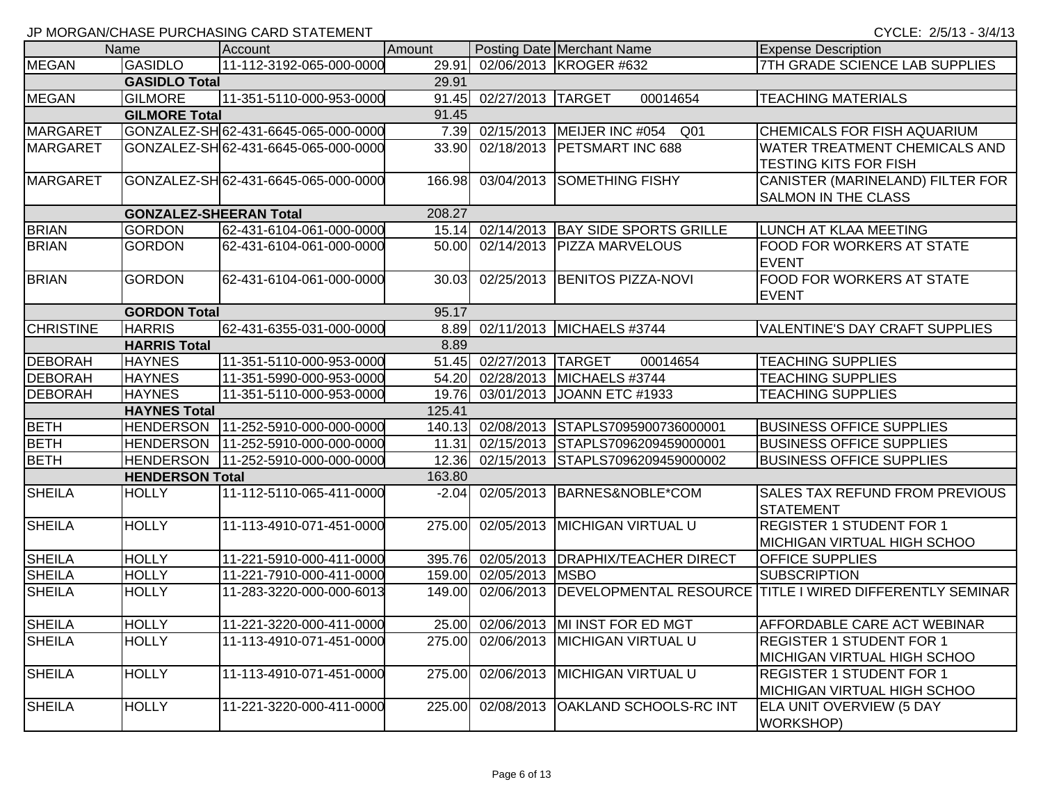JP MORGAN/CHASE PURCHASING CARD STATEMENT

CYCLE: 2/5/13 - 3/4/13

| Name | | Account | Amount | Posting Date | Merchant Name | Expense Description |
|---|---|---|---|---|---|---|
| MEGAN | GASIDLO | 11-112-3192-065-000-0000 | 29.91 | 02/06/2013 | KROGER #632 | 7TH GRADE SCIENCE LAB SUPPLIES |
| | **GASIDLO Total** | | 29.91 | | | |
| MEGAN | GILMORE | 11-351-5110-000-953-0000 | 91.45 | 02/27/2013 | TARGET 00014654 | TEACHING MATERIALS |
| | **GILMORE Total** | | 91.45 | | | |
| MARGARET | GONZALEZ-SH | 62-431-6645-065-000-0000 | 7.39 | 02/15/2013 | MEIJER INC #054 Q01 | CHEMICALS FOR FISH AQUARIUM |
| MARGARET | GONZALEZ-SH | 62-431-6645-065-000-0000 | 33.90 | 02/18/2013 | PETSMART INC 688 | WATER TREATMENT CHEMICALS AND TESTING KITS FOR FISH |
| MARGARET | GONZALEZ-SH | 62-431-6645-065-000-0000 | 166.98 | 03/04/2013 | SOMETHING FISHY | CANISTER (MARINELAND) FILTER FOR SALMON IN THE CLASS |
| | **GONZALEZ-SHEERAN Total** | | 208.27 | | | |
| BRIAN | GORDON | 62-431-6104-061-000-0000 | 15.14 | 02/14/2013 | BAY SIDE SPORTS GRILLE | LUNCH AT KLAA MEETING |
| BRIAN | GORDON | 62-431-6104-061-000-0000 | 50.00 | 02/14/2013 | PIZZA MARVELOUS | FOOD FOR WORKERS AT STATE EVENT |
| BRIAN | GORDON | 62-431-6104-061-000-0000 | 30.03 | 02/25/2013 | BENITOS PIZZA-NOVI | FOOD FOR WORKERS AT STATE EVENT |
| | **GORDON Total** | | 95.17 | | | |
| CHRISTINE | HARRIS | 62-431-6355-031-000-0000 | 8.89 | 02/11/2013 | MICHAELS #3744 | VALENTINE'S DAY CRAFT SUPPLIES |
| | **HARRIS Total** | | 8.89 | | | |
| DEBORAH | HAYNES | 11-351-5110-000-953-0000 | 51.45 | 02/27/2013 | TARGET 00014654 | TEACHING SUPPLIES |
| DEBORAH | HAYNES | 11-351-5990-000-953-0000 | 54.20 | 02/28/2013 | MICHAELS #3744 | TEACHING SUPPLIES |
| DEBORAH | HAYNES | 11-351-5110-000-953-0000 | 19.76 | 03/01/2013 | JOANN ETC #1933 | TEACHING SUPPLIES |
| | **HAYNES Total** | | 125.41 | | | |
| BETH | HENDERSON | 11-252-5910-000-000-0000 | 140.13 | 02/08/2013 | STAPLS7095900736000001 | BUSINESS OFFICE SUPPLIES |
| BETH | HENDERSON | 11-252-5910-000-000-0000 | 11.31 | 02/15/2013 | STAPLS7096209459000001 | BUSINESS OFFICE SUPPLIES |
| BETH | HENDERSON | 11-252-5910-000-000-0000 | 12.36 | 02/15/2013 | STAPLS7096209459000002 | BUSINESS OFFICE SUPPLIES |
| | **HENDERSON Total** | | 163.80 | | | |
| SHEILA | HOLLY | 11-112-5110-065-411-0000 | -2.04 | 02/05/2013 | BARNES&NOBLE*COM | SALES TAX REFUND FROM PREVIOUS STATEMENT |
| SHEILA | HOLLY | 11-113-4910-071-451-0000 | 275.00 | 02/05/2013 | MICHIGAN VIRTUAL U | REGISTER 1 STUDENT FOR 1 MICHIGAN VIRTUAL HIGH SCHOO |
| SHEILA | HOLLY | 11-221-5910-000-411-0000 | 395.76 | 02/05/2013 | DRAPHIX/TEACHER DIRECT | OFFICE SUPPLIES |
| SHEILA | HOLLY | 11-221-7910-000-411-0000 | 159.00 | 02/05/2013 | MSBO | SUBSCRIPTION |
| SHEILA | HOLLY | 11-283-3220-000-000-6013 | 149.00 | 02/06/2013 | DEVELOPMENTAL RESOURCE | TITLE I WIRED DIFFERENTLY SEMINAR |
| SHEILA | HOLLY | 11-221-3220-000-411-0000 | 25.00 | 02/06/2013 | MI INST FOR ED MGT | AFFORDABLE CARE ACT WEBINAR |
| SHEILA | HOLLY | 11-113-4910-071-451-0000 | 275.00 | 02/06/2013 | MICHIGAN VIRTUAL U | REGISTER 1 STUDENT FOR 1 MICHIGAN VIRTUAL HIGH SCHOO |
| SHEILA | HOLLY | 11-113-4910-071-451-0000 | 275.00 | 02/06/2013 | MICHIGAN VIRTUAL U | REGISTER 1 STUDENT FOR 1 MICHIGAN VIRTUAL HIGH SCHOO |
| SHEILA | HOLLY | 11-221-3220-000-411-0000 | 225.00 | 02/08/2013 | OAKLAND SCHOOLS-RC INT | ELA UNIT OVERVIEW (5 DAY WORKSHOP) |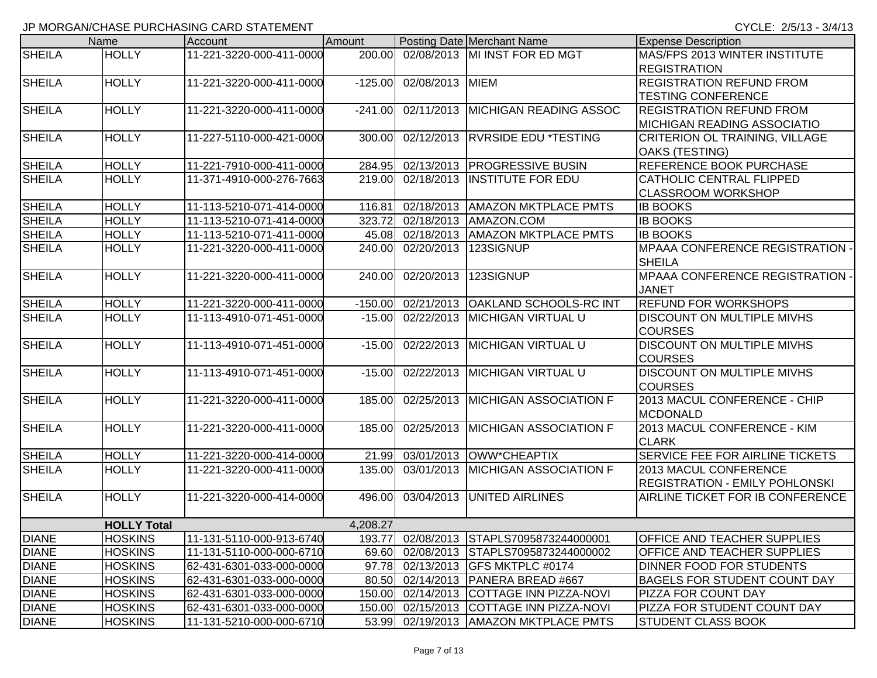JP MORGAN/CHASE PURCHASING CARD STATEMENT

CYCLE: 2/5/13 - 3/4/13

| Name | | Account | Amount | Posting Date | Merchant Name | Expense Description |
|---|---|---|---|---|---|---|
| SHEILA | HOLLY | 11-221-3220-000-411-0000 | 200.00 | 02/08/2013 | MI INST FOR ED MGT | MAS/FPS 2013 WINTER INSTITUTE REGISTRATION |
| SHEILA | HOLLY | 11-221-3220-000-411-0000 | -125.00 | 02/08/2013 | MIEM | REGISTRATION REFUND FROM TESTING CONFERENCE |
| SHEILA | HOLLY | 11-221-3220-000-411-0000 | -241.00 | 02/11/2013 | MICHIGAN READING ASSOC | REGISTRATION REFUND FROM MICHIGAN READING ASSOCIATIO |
| SHEILA | HOLLY | 11-227-5110-000-421-0000 | 300.00 | 02/12/2013 | RVRSIDE EDU *TESTING | CRITERION OL TRAINING, VILLAGE OAKS (TESTING) |
| SHEILA | HOLLY | 11-221-7910-000-411-0000 | 284.95 | 02/13/2013 | PROGRESSIVE BUSIN | REFERENCE BOOK PURCHASE |
| SHEILA | HOLLY | 11-371-4910-000-276-7663 | 219.00 | 02/18/2013 | INSTITUTE FOR EDU | CATHOLIC CENTRAL FLIPPED CLASSROOM WORKSHOP |
| SHEILA | HOLLY | 11-113-5210-071-414-0000 | 116.81 | 02/18/2013 | AMAZON MKTPLACE PMTS | IB BOOKS |
| SHEILA | HOLLY | 11-113-5210-071-414-0000 | 323.72 | 02/18/2013 | AMAZON.COM | IB BOOKS |
| SHEILA | HOLLY | 11-113-5210-071-411-0000 | 45.08 | 02/18/2013 | AMAZON MKTPLACE PMTS | IB BOOKS |
| SHEILA | HOLLY | 11-221-3220-000-411-0000 | 240.00 | 02/20/2013 | 123SIGNUP | MPAAA CONFERENCE REGISTRATION - SHEILA |
| SHEILA | HOLLY | 11-221-3220-000-411-0000 | 240.00 | 02/20/2013 | 123SIGNUP | MPAAA CONFERENCE REGISTRATION - JANET |
| SHEILA | HOLLY | 11-221-3220-000-411-0000 | -150.00 | 02/21/2013 | OAKLAND SCHOOLS-RC INT | REFUND FOR WORKSHOPS |
| SHEILA | HOLLY | 11-113-4910-071-451-0000 | -15.00 | 02/22/2013 | MICHIGAN VIRTUAL U | DISCOUNT ON MULTIPLE MIVHS COURSES |
| SHEILA | HOLLY | 11-113-4910-071-451-0000 | -15.00 | 02/22/2013 | MICHIGAN VIRTUAL U | DISCOUNT ON MULTIPLE MIVHS COURSES |
| SHEILA | HOLLY | 11-113-4910-071-451-0000 | -15.00 | 02/22/2013 | MICHIGAN VIRTUAL U | DISCOUNT ON MULTIPLE MIVHS COURSES |
| SHEILA | HOLLY | 11-221-3220-000-411-0000 | 185.00 | 02/25/2013 | MICHIGAN ASSOCIATION F | 2013 MACUL CONFERENCE - CHIP MCDONALD |
| SHEILA | HOLLY | 11-221-3220-000-411-0000 | 185.00 | 02/25/2013 | MICHIGAN ASSOCIATION F | 2013 MACUL CONFERENCE - KIM CLARK |
| SHEILA | HOLLY | 11-221-3220-000-414-0000 | 21.99 | 03/01/2013 | OWW*CHEAPTIX | SERVICE FEE FOR AIRLINE TICKETS |
| SHEILA | HOLLY | 11-221-3220-000-411-0000 | 135.00 | 03/01/2013 | MICHIGAN ASSOCIATION F | 2013 MACUL CONFERENCE REGISTRATION - EMILY POHLONSKI |
| SHEILA | HOLLY | 11-221-3220-000-414-0000 | 496.00 | 03/04/2013 | UNITED AIRLINES | AIRLINE TICKET FOR IB CONFERENCE |
| | HOLLY Total | | 4,208.27 | | | |
| DIANE | HOSKINS | 11-131-5110-000-913-6740 | 193.77 | 02/08/2013 | STAPLS7095873244000001 | OFFICE AND TEACHER SUPPLIES |
| DIANE | HOSKINS | 11-131-5110-000-000-6710 | 69.60 | 02/08/2013 | STAPLS7095873244000002 | OFFICE AND TEACHER SUPPLIES |
| DIANE | HOSKINS | 62-431-6301-033-000-0000 | 97.78 | 02/13/2013 | GFS MKTPLC #0174 | DINNER FOOD FOR STUDENTS |
| DIANE | HOSKINS | 62-431-6301-033-000-0000 | 80.50 | 02/14/2013 | PANERA BREAD #667 | BAGELS FOR STUDENT COUNT DAY |
| DIANE | HOSKINS | 62-431-6301-033-000-0000 | 150.00 | 02/14/2013 | COTTAGE INN PIZZA-NOVI | PIZZA FOR COUNT DAY |
| DIANE | HOSKINS | 62-431-6301-033-000-0000 | 150.00 | 02/15/2013 | COTTAGE INN PIZZA-NOVI | PIZZA FOR STUDENT COUNT DAY |
| DIANE | HOSKINS | 11-131-5210-000-000-6710 | 53.99 | 02/19/2013 | AMAZON MKTPLACE PMTS | STUDENT CLASS BOOK |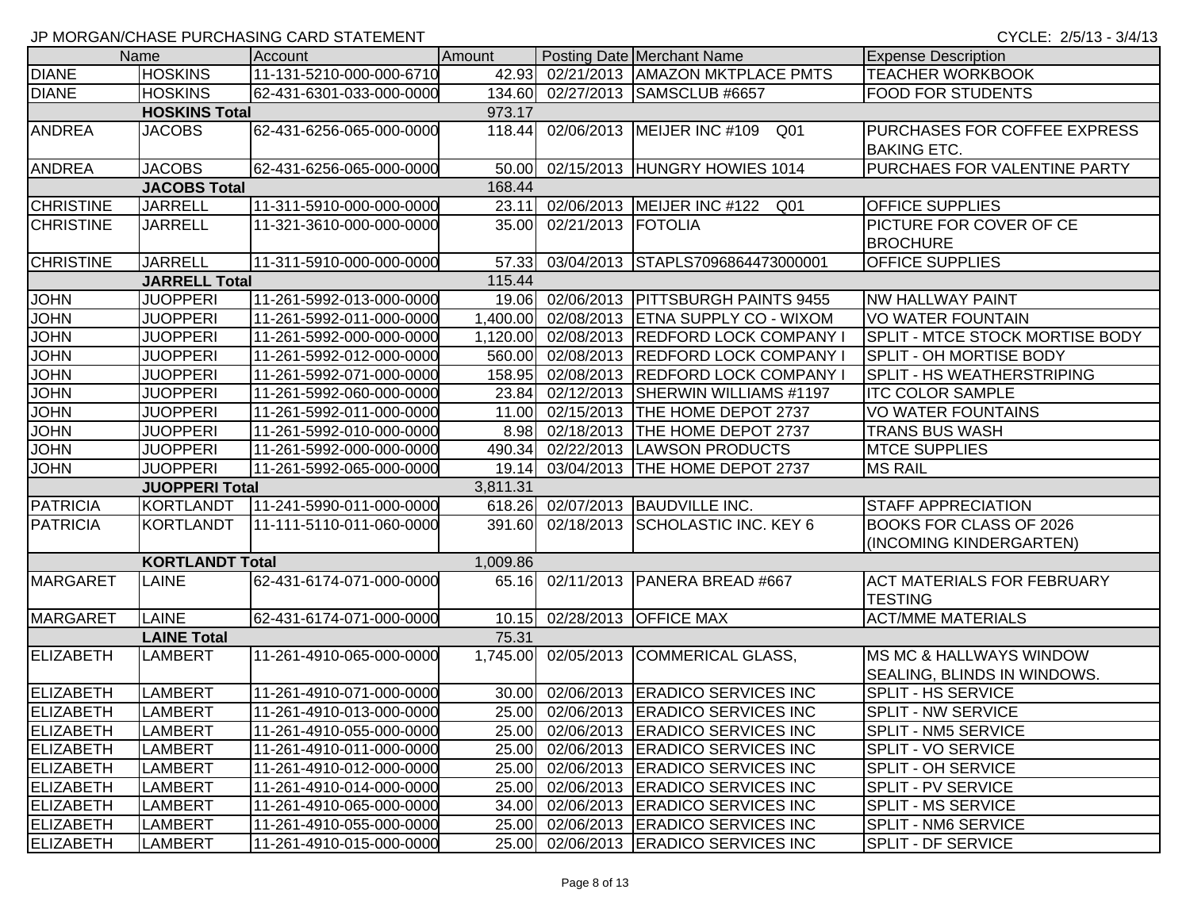JP MORGAN/CHASE PURCHASING CARD STATEMENT

CYCLE: 2/5/13 - 3/4/13

| Name | | Account | Amount | Posting Date | Merchant Name | Expense Description |
|---|---|---|---|---|---|---|
| DIANE | HOSKINS | 11-131-5210-000-000-6710 | 42.93 | 02/21/2013 | AMAZON MKTPLACE PMTS | TEACHER WORKBOOK |
| DIANE | HOSKINS | 62-431-6301-033-000-0000 | 134.60 | 02/27/2013 | SAMSCLUB #6657 | FOOD FOR STUDENTS |
| | HOSKINS Total | | 973.17 | | | |
| ANDREA | JACOBS | 62-431-6256-065-000-0000 | 118.44 | 02/06/2013 | MEIJER INC #109 Q01 | PURCHASES FOR COFFEE EXPRESS BAKING ETC. |
| ANDREA | JACOBS | 62-431-6256-065-000-0000 | 50.00 | 02/15/2013 | HUNGRY HOWIES 1014 | PURCHAES FOR VALENTINE PARTY |
| | JACOBS Total | | 168.44 | | | |
| CHRISTINE | JARRELL | 11-311-5910-000-000-0000 | 23.11 | 02/06/2013 | MEIJER INC #122 Q01 | OFFICE SUPPLIES |
| CHRISTINE | JARRELL | 11-321-3610-000-000-0000 | 35.00 | 02/21/2013 | FOTOLIA | PICTURE FOR COVER OF CE BROCHURE |
| CHRISTINE | JARRELL | 11-311-5910-000-000-0000 | 57.33 | 03/04/2013 | STAPLS7096864473000001 | OFFICE SUPPLIES |
| | JARRELL Total | | 115.44 | | | |
| JOHN | JUOPPERI | 11-261-5992-013-000-0000 | 19.06 | 02/06/2013 | PITTSBURGH PAINTS 9455 | NW HALLWAY PAINT |
| JOHN | JUOPPERI | 11-261-5992-011-000-0000 | 1,400.00 | 02/08/2013 | ETNA SUPPLY CO - WIXOM | VO WATER FOUNTAIN |
| JOHN | JUOPPERI | 11-261-5992-000-000-0000 | 1,120.00 | 02/08/2013 | REDFORD LOCK COMPANY I | SPLIT - MTCE STOCK MORTISE BODY |
| JOHN | JUOPPERI | 11-261-5992-012-000-0000 | 560.00 | 02/08/2013 | REDFORD LOCK COMPANY I | SPLIT - OH MORTISE BODY |
| JOHN | JUOPPERI | 11-261-5992-071-000-0000 | 158.95 | 02/08/2013 | REDFORD LOCK COMPANY I | SPLIT - HS WEATHERSTRIPING |
| JOHN | JUOPPERI | 11-261-5992-060-000-0000 | 23.84 | 02/12/2013 | SHERWIN WILLIAMS #1197 | ITC COLOR SAMPLE |
| JOHN | JUOPPERI | 11-261-5992-011-000-0000 | 11.00 | 02/15/2013 | THE HOME DEPOT 2737 | VO WATER FOUNTAINS |
| JOHN | JUOPPERI | 11-261-5992-010-000-0000 | 8.98 | 02/18/2013 | THE HOME DEPOT 2737 | TRANS BUS WASH |
| JOHN | JUOPPERI | 11-261-5992-000-000-0000 | 490.34 | 02/22/2013 | LAWSON PRODUCTS | MTCE SUPPLIES |
| JOHN | JUOPPERI | 11-261-5992-065-000-0000 | 19.14 | 03/04/2013 | THE HOME DEPOT 2737 | MS RAIL |
| | JUOPPERI Total | | 3,811.31 | | | |
| PATRICIA | KORTLANDT | 11-241-5990-011-000-0000 | 618.26 | 02/07/2013 | BAUDVILLE INC. | STAFF APPRECIATION |
| PATRICIA | KORTLANDT | 11-111-5110-011-060-0000 | 391.60 | 02/18/2013 | SCHOLASTIC INC. KEY 6 | BOOKS FOR CLASS OF 2026 (INCOMING KINDERGARTEN) |
| | KORTLANDT Total | | 1,009.86 | | | |
| MARGARET | LAINE | 62-431-6174-071-000-0000 | 65.16 | 02/11/2013 | PANERA BREAD #667 | ACT MATERIALS FOR FEBRUARY TESTING |
| MARGARET | LAINE | 62-431-6174-071-000-0000 | 10.15 | 02/28/2013 | OFFICE MAX | ACT/MME MATERIALS |
| | LAINE Total | | 75.31 | | | |
| ELIZABETH | LAMBERT | 11-261-4910-065-000-0000 | 1,745.00 | 02/05/2013 | COMMERICAL GLASS, | MS MC & HALLWAYS WINDOW SEALING, BLINDS IN WINDOWS. |
| ELIZABETH | LAMBERT | 11-261-4910-071-000-0000 | 30.00 | 02/06/2013 | ERADICO SERVICES INC | SPLIT - HS SERVICE |
| ELIZABETH | LAMBERT | 11-261-4910-013-000-0000 | 25.00 | 02/06/2013 | ERADICO SERVICES INC | SPLIT - NW SERVICE |
| ELIZABETH | LAMBERT | 11-261-4910-055-000-0000 | 25.00 | 02/06/2013 | ERADICO SERVICES INC | SPLIT - NM5 SERVICE |
| ELIZABETH | LAMBERT | 11-261-4910-011-000-0000 | 25.00 | 02/06/2013 | ERADICO SERVICES INC | SPLIT - VO SERVICE |
| ELIZABETH | LAMBERT | 11-261-4910-012-000-0000 | 25.00 | 02/06/2013 | ERADICO SERVICES INC | SPLIT - OH SERVICE |
| ELIZABETH | LAMBERT | 11-261-4910-014-000-0000 | 25.00 | 02/06/2013 | ERADICO SERVICES INC | SPLIT - PV SERVICE |
| ELIZABETH | LAMBERT | 11-261-4910-065-000-0000 | 34.00 | 02/06/2013 | ERADICO SERVICES INC | SPLIT - MS SERVICE |
| ELIZABETH | LAMBERT | 11-261-4910-055-000-0000 | 25.00 | 02/06/2013 | ERADICO SERVICES INC | SPLIT - NM6 SERVICE |
| ELIZABETH | LAMBERT | 11-261-4910-015-000-0000 | 25.00 | 02/06/2013 | ERADICO SERVICES INC | SPLIT - DF SERVICE |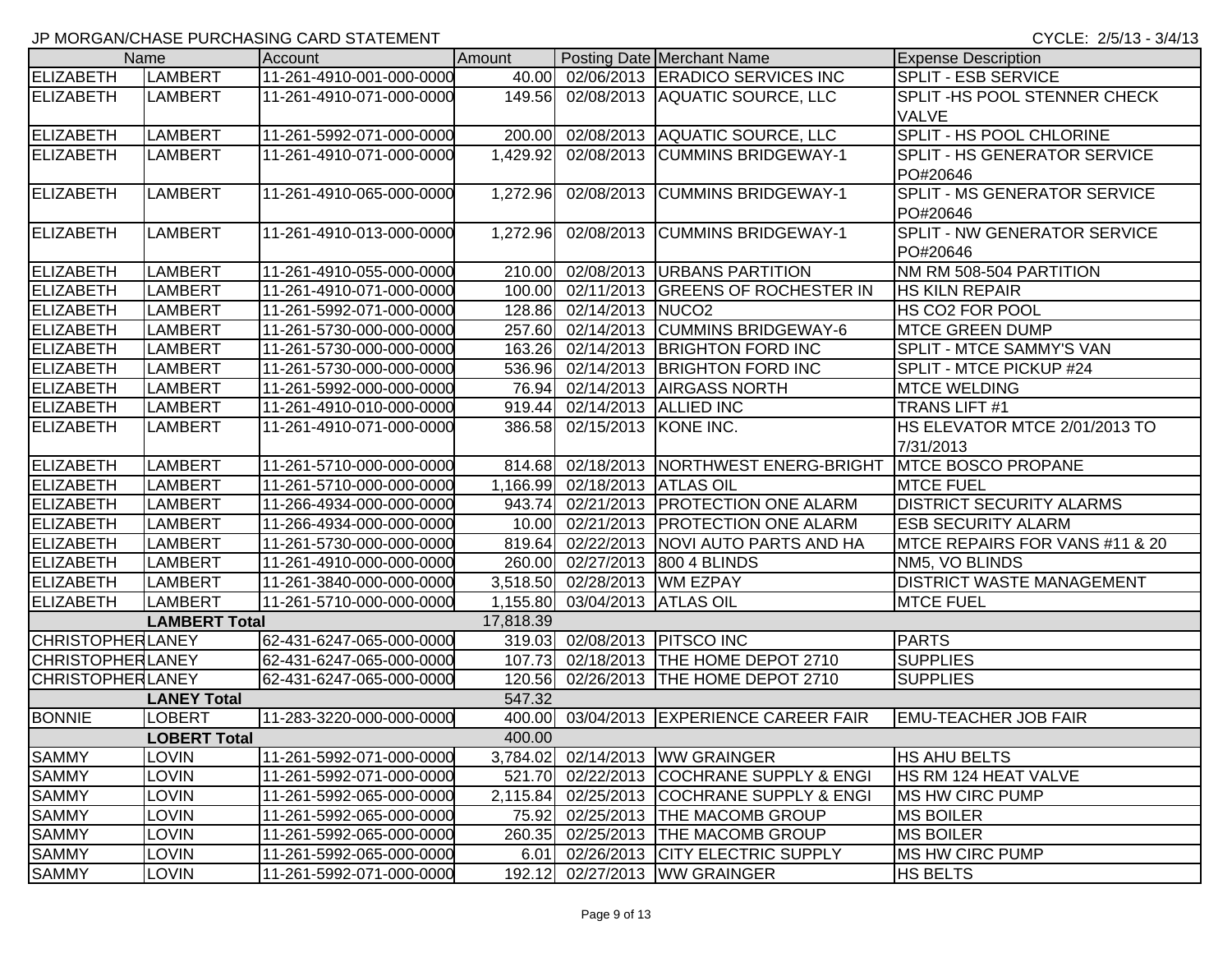JP MORGAN/CHASE PURCHASING CARD STATEMENT

CYCLE: 2/5/13 - 3/4/13

| Name | | Account | Amount | Posting Date | Merchant Name | Expense Description |
|---|---|---|---|---|---|---|
| ELIZABETH | LAMBERT | 11-261-4910-001-000-0000 | 40.00 | 02/06/2013 | ERADICO SERVICES INC | SPLIT - ESB SERVICE |
| ELIZABETH | LAMBERT | 11-261-4910-071-000-0000 | 149.56 | 02/08/2013 | AQUATIC SOURCE, LLC | SPLIT -HS POOL STENNER CHECK VALVE |
| ELIZABETH | LAMBERT | 11-261-5992-071-000-0000 | 200.00 | 02/08/2013 | AQUATIC SOURCE, LLC | SPLIT - HS POOL CHLORINE |
| ELIZABETH | LAMBERT | 11-261-4910-071-000-0000 | 1,429.92 | 02/08/2013 | CUMMINS BRIDGEWAY-1 | SPLIT - HS GENERATOR SERVICE PO#20646 |
| ELIZABETH | LAMBERT | 11-261-4910-065-000-0000 | 1,272.96 | 02/08/2013 | CUMMINS BRIDGEWAY-1 | SPLIT - MS GENERATOR SERVICE PO#20646 |
| ELIZABETH | LAMBERT | 11-261-4910-013-000-0000 | 1,272.96 | 02/08/2013 | CUMMINS BRIDGEWAY-1 | SPLIT - NW GENERATOR SERVICE PO#20646 |
| ELIZABETH | LAMBERT | 11-261-4910-055-000-0000 | 210.00 | 02/08/2013 | URBANS PARTITION | NM RM 508-504 PARTITION |
| ELIZABETH | LAMBERT | 11-261-4910-071-000-0000 | 100.00 | 02/11/2013 | GREENS OF ROCHESTER IN | HS KILN REPAIR |
| ELIZABETH | LAMBERT | 11-261-5992-071-000-0000 | 128.86 | 02/14/2013 | NUCO2 | HS CO2 FOR POOL |
| ELIZABETH | LAMBERT | 11-261-5730-000-000-0000 | 257.60 | 02/14/2013 | CUMMINS BRIDGEWAY-6 | MTCE GREEN DUMP |
| ELIZABETH | LAMBERT | 11-261-5730-000-000-0000 | 163.26 | 02/14/2013 | BRIGHTON FORD INC | SPLIT - MTCE SAMMY'S VAN |
| ELIZABETH | LAMBERT | 11-261-5730-000-000-0000 | 536.96 | 02/14/2013 | BRIGHTON FORD INC | SPLIT - MTCE PICKUP #24 |
| ELIZABETH | LAMBERT | 11-261-5992-000-000-0000 | 76.94 | 02/14/2013 | AIRGASS NORTH | MTCE WELDING |
| ELIZABETH | LAMBERT | 11-261-4910-010-000-0000 | 919.44 | 02/14/2013 | ALLIED INC | TRANS LIFT #1 |
| ELIZABETH | LAMBERT | 11-261-4910-071-000-0000 | 386.58 | 02/15/2013 | KONE INC. | HS ELEVATOR MTCE 2/01/2013 TO 7/31/2013 |
| ELIZABETH | LAMBERT | 11-261-5710-000-000-0000 | 814.68 | 02/18/2013 | NORTHWEST ENERG-BRIGHT | MTCE BOSCO PROPANE |
| ELIZABETH | LAMBERT | 11-261-5710-000-000-0000 | 1,166.99 | 02/18/2013 | ATLAS OIL | MTCE FUEL |
| ELIZABETH | LAMBERT | 11-266-4934-000-000-0000 | 943.74 | 02/21/2013 | PROTECTION ONE ALARM | DISTRICT SECURITY ALARMS |
| ELIZABETH | LAMBERT | 11-266-4934-000-000-0000 | 10.00 | 02/21/2013 | PROTECTION ONE ALARM | ESB SECURITY ALARM |
| ELIZABETH | LAMBERT | 11-261-5730-000-000-0000 | 819.64 | 02/22/2013 | NOVI AUTO PARTS AND HA | MTCE REPAIRS FOR VANS #11 & 20 |
| ELIZABETH | LAMBERT | 11-261-4910-000-000-0000 | 260.00 | 02/27/2013 | 800 4 BLINDS | NM5, VO BLINDS |
| ELIZABETH | LAMBERT | 11-261-3840-000-000-0000 | 3,518.50 | 02/28/2013 | WM EZPAY | DISTRICT WASTE MANAGEMENT |
| ELIZABETH | LAMBERT | 11-261-5710-000-000-0000 | 1,155.80 | 03/04/2013 | ATLAS OIL | MTCE FUEL |
| | **LAMBERT Total** | | 17,818.39 | | | |
| CHRISTOPHER | LANEY | 62-431-6247-065-000-0000 | 319.03 | 02/08/2013 | PITSCO INC | PARTS |
| CHRISTOPHER | LANEY | 62-431-6247-065-000-0000 | 107.73 | 02/18/2013 | THE HOME DEPOT 2710 | SUPPLIES |
| CHRISTOPHER | LANEY | 62-431-6247-065-000-0000 | 120.56 | 02/26/2013 | THE HOME DEPOT 2710 | SUPPLIES |
| | **LANEY Total** | | 547.32 | | | |
| BONNIE | LOBERT | 11-283-3220-000-000-0000 | 400.00 | 03/04/2013 | EXPERIENCE CAREER FAIR | EMU-TEACHER JOB FAIR |
| | **LOBERT Total** | | 400.00 | | | |
| SAMMY | LOVIN | 11-261-5992-071-000-0000 | 3,784.02 | 02/14/2013 | WW GRAINGER | HS AHU BELTS |
| SAMMY | LOVIN | 11-261-5992-071-000-0000 | 521.70 | 02/22/2013 | COCHRANE SUPPLY & ENGI | HS RM 124 HEAT VALVE |
| SAMMY | LOVIN | 11-261-5992-065-000-0000 | 2,115.84 | 02/25/2013 | COCHRANE SUPPLY & ENGI | MS HW CIRC PUMP |
| SAMMY | LOVIN | 11-261-5992-065-000-0000 | 75.92 | 02/25/2013 | THE MACOMB GROUP | MS BOILER |
| SAMMY | LOVIN | 11-261-5992-065-000-0000 | 260.35 | 02/25/2013 | THE MACOMB GROUP | MS BOILER |
| SAMMY | LOVIN | 11-261-5992-065-000-0000 | 6.01 | 02/26/2013 | CITY ELECTRIC SUPPLY | MS HW CIRC PUMP |
| SAMMY | LOVIN | 11-261-5992-071-000-0000 | 192.12 | 02/27/2013 | WW GRAINGER | HS BELTS |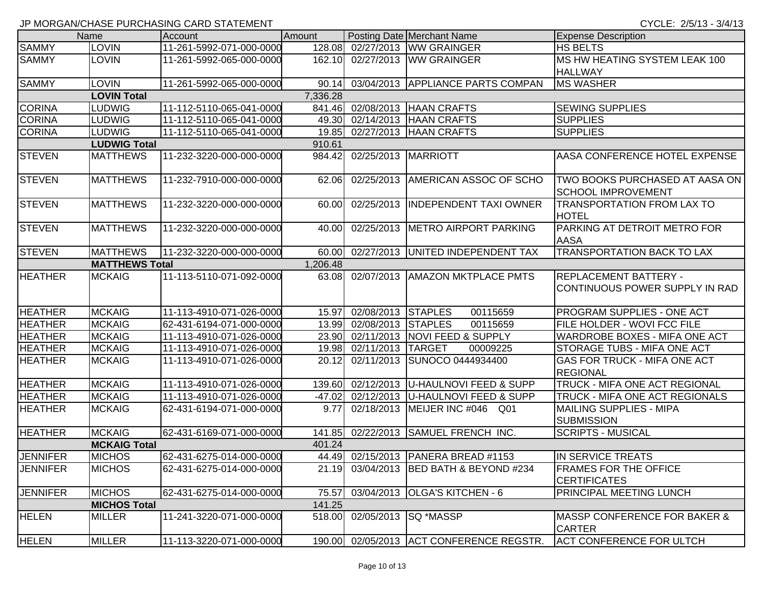JP MORGAN/CHASE PURCHASING CARD STATEMENT

CYCLE: 2/5/13 - 3/4/13

| Name | | Account | Amount | Posting Date | Merchant Name | Expense Description |
|---|---|---|---|---|---|---|
| SAMMY | LOVIN | 11-261-5992-071-000-0000 | 128.08 | 02/27/2013 | WW GRAINGER | HS BELTS |
| SAMMY | LOVIN | 11-261-5992-065-000-0000 | 162.10 | 02/27/2013 | WW GRAINGER | MS HW HEATING SYSTEM LEAK 100 HALLWAY |
| SAMMY | LOVIN | 11-261-5992-065-000-0000 | 90.14 | 03/04/2013 | APPLIANCE PARTS COMPAN | MS WASHER |
| | LOVIN Total | | 7,336.28 | | | |
| CORINA | LUDWIG | 11-112-5110-065-041-0000 | 841.46 | 02/08/2013 | HAAN CRAFTS | SEWING SUPPLIES |
| CORINA | LUDWIG | 11-112-5110-065-041-0000 | 49.30 | 02/14/2013 | HAAN CRAFTS | SUPPLIES |
| CORINA | LUDWIG | 11-112-5110-065-041-0000 | 19.85 | 02/27/2013 | HAAN CRAFTS | SUPPLIES |
| | LUDWIG Total | | 910.61 | | | |
| STEVEN | MATTHEWS | 11-232-3220-000-000-0000 | 984.42 | 02/25/2013 | MARRIOTT | AASA CONFERENCE HOTEL EXPENSE |
| STEVEN | MATTHEWS | 11-232-7910-000-000-0000 | 62.06 | 02/25/2013 | AMERICAN ASSOC OF SCHO | TWO BOOKS PURCHASED AT AASA ON SCHOOL IMPROVEMENT |
| STEVEN | MATTHEWS | 11-232-3220-000-000-0000 | 60.00 | 02/25/2013 | INDEPENDENT TAXI OWNER | TRANSPORTATION FROM LAX TO HOTEL |
| STEVEN | MATTHEWS | 11-232-3220-000-000-0000 | 40.00 | 02/25/2013 | METRO AIRPORT PARKING | PARKING AT DETROIT METRO FOR AASA |
| STEVEN | MATTHEWS | 11-232-3220-000-000-0000 | 60.00 | 02/27/2013 | UNITED INDEPENDENT TAX | TRANSPORTATION BACK TO LAX |
| | MATTHEWS Total | | 1,206.48 | | | |
| HEATHER | MCKAIG | 11-113-5110-071-092-0000 | 63.08 | 02/07/2013 | AMAZON MKTPLACE PMTS | REPLACEMENT BATTERY - CONTINUOUS POWER SUPPLY IN RAD |
| HEATHER | MCKAIG | 11-113-4910-071-026-0000 | 15.97 | 02/08/2013 | STAPLES 00115659 | PROGRAM SUPPLIES - ONE ACT |
| HEATHER | MCKAIG | 62-431-6194-071-000-0000 | 13.99 | 02/08/2013 | STAPLES 00115659 | FILE HOLDER - WOVI FCC FILE |
| HEATHER | MCKAIG | 11-113-4910-071-026-0000 | 23.90 | 02/11/2013 | NOVI FEED & SUPPLY | WARDROBE BOXES - MIFA ONE ACT |
| HEATHER | MCKAIG | 11-113-4910-071-026-0000 | 19.98 | 02/11/2013 | TARGET 00009225 | STORAGE TUBS - MIFA ONE ACT |
| HEATHER | MCKAIG | 11-113-4910-071-026-0000 | 20.12 | 02/11/2013 | SUNOCO 0444934400 | GAS FOR TRUCK - MIFA ONE ACT REGIONAL |
| HEATHER | MCKAIG | 11-113-4910-071-026-0000 | 139.60 | 02/12/2013 | U-HAULNOVI FEED & SUPP | TRUCK - MIFA ONE ACT REGIONAL |
| HEATHER | MCKAIG | 11-113-4910-071-026-0000 | -47.02 | 02/12/2013 | U-HAULNOVI FEED & SUPP | TRUCK - MIFA ONE ACT REGIONALS |
| HEATHER | MCKAIG | 62-431-6194-071-000-0000 | 9.77 | 02/18/2013 | MEIJER INC #046 Q01 | MAILING SUPPLIES - MIPA SUBMISSION |
| HEATHER | MCKAIG | 62-431-6169-071-000-0000 | 141.85 | 02/22/2013 | SAMUEL FRENCH INC. | SCRIPTS - MUSICAL |
| | MCKAIG Total | | 401.24 | | | |
| JENNIFER | MICHOS | 62-431-6275-014-000-0000 | 44.49 | 02/15/2013 | PANERA BREAD #1153 | IN SERVICE TREATS |
| JENNIFER | MICHOS | 62-431-6275-014-000-0000 | 21.19 | 03/04/2013 | BED BATH & BEYOND #234 | FRAMES FOR THE OFFICE CERTIFICATES |
| JENNIFER | MICHOS | 62-431-6275-014-000-0000 | 75.57 | 03/04/2013 | OLGA'S KITCHEN - 6 | PRINCIPAL MEETING LUNCH |
| | MICHOS Total | | 141.25 | | | |
| HELEN | MILLER | 11-241-3220-071-000-0000 | 518.00 | 02/05/2013 | SQ *MASSP | MASSP CONFERENCE FOR BAKER & CARTER |
| HELEN | MILLER | 11-113-3220-071-000-0000 | 190.00 | 02/05/2013 | ACT CONFERENCE REGSTR. | ACT CONFERENCE FOR ULTCH |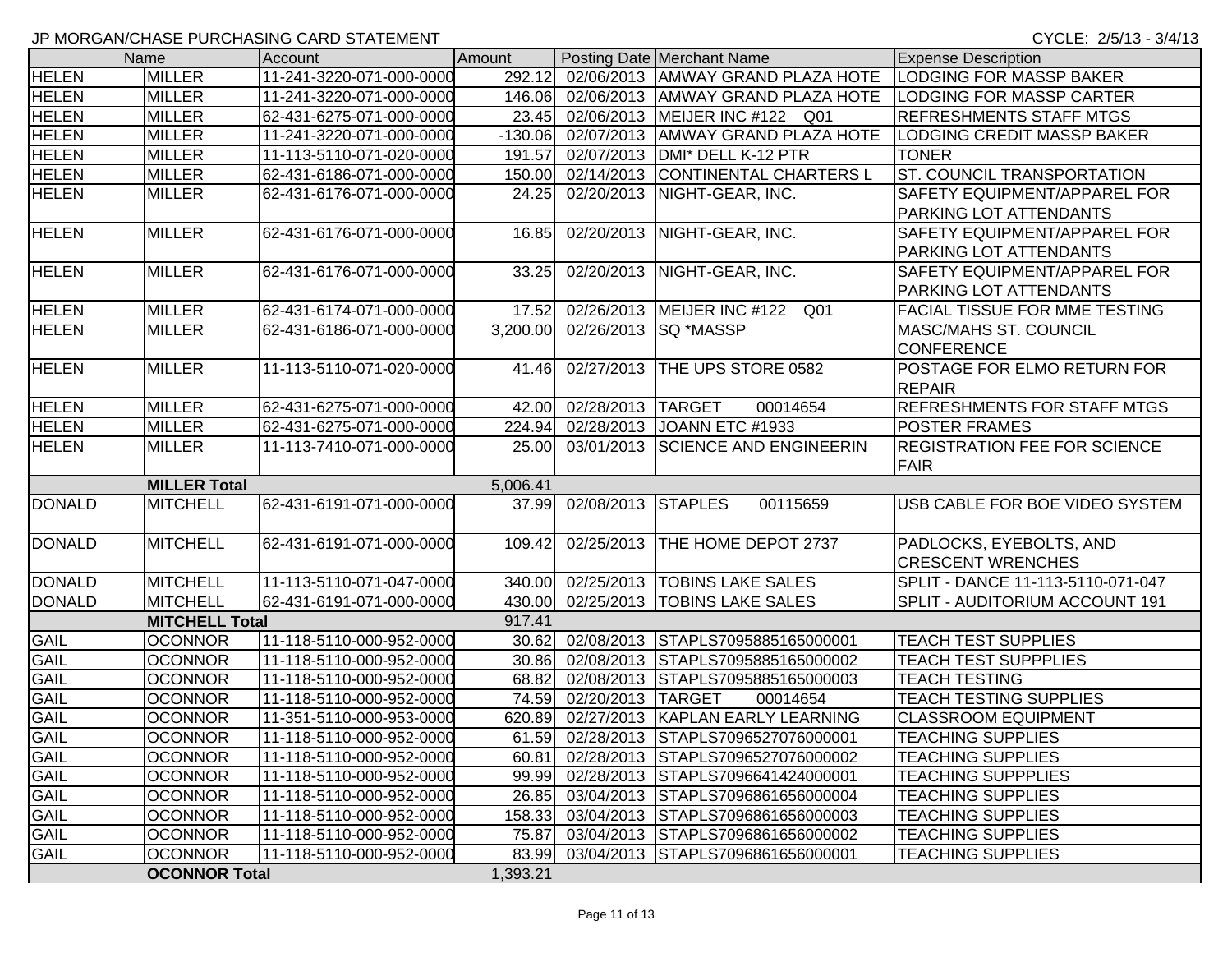JP MORGAN/CHASE PURCHASING CARD STATEMENT

CYCLE: 2/5/13 - 3/4/13

| Name | | Account | Amount | Posting Date | Merchant Name | Expense Description |
|---|---|---|---|---|---|---|
| HELEN | MILLER | 11-241-3220-071-000-0000 | 292.12 | 02/06/2013 | AMWAY GRAND PLAZA HOTE | LODGING FOR MASSP BAKER |
| HELEN | MILLER | 11-241-3220-071-000-0000 | 146.06 | 02/06/2013 | AMWAY GRAND PLAZA HOTE | LODGING FOR MASSP CARTER |
| HELEN | MILLER | 62-431-6275-071-000-0000 | 23.45 | 02/06/2013 | MEIJER INC #122 Q01 | REFRESHMENTS STAFF MTGS |
| HELEN | MILLER | 11-241-3220-071-000-0000 | -130.06 | 02/07/2013 | AMWAY GRAND PLAZA HOTE | LODGING CREDIT MASSP BAKER |
| HELEN | MILLER | 11-113-5110-071-020-0000 | 191.57 | 02/07/2013 | DMI* DELL K-12 PTR | TONER |
| HELEN | MILLER | 62-431-6186-071-000-0000 | 150.00 | 02/14/2013 | CONTINENTAL CHARTERS L | ST. COUNCIL TRANSPORTATION |
| HELEN | MILLER | 62-431-6176-071-000-0000 | 24.25 | 02/20/2013 | NIGHT-GEAR, INC. | SAFETY EQUIPMENT/APPAREL FOR PARKING LOT ATTENDANTS |
| HELEN | MILLER | 62-431-6176-071-000-0000 | 16.85 | 02/20/2013 | NIGHT-GEAR, INC. | SAFETY EQUIPMENT/APPAREL FOR PARKING LOT ATTENDANTS |
| HELEN | MILLER | 62-431-6176-071-000-0000 | 33.25 | 02/20/2013 | NIGHT-GEAR, INC. | SAFETY EQUIPMENT/APPAREL FOR PARKING LOT ATTENDANTS |
| HELEN | MILLER | 62-431-6174-071-000-0000 | 17.52 | 02/26/2013 | MEIJER INC #122 Q01 | FACIAL TISSUE FOR MME TESTING |
| HELEN | MILLER | 62-431-6186-071-000-0000 | 3,200.00 | 02/26/2013 | SQ *MASSP | MASC/MAHS ST. COUNCIL CONFERENCE |
| HELEN | MILLER | 11-113-5110-071-020-0000 | 41.46 | 02/27/2013 | THE UPS STORE 0582 | POSTAGE FOR ELMO RETURN FOR REPAIR |
| HELEN | MILLER | 62-431-6275-071-000-0000 | 42.00 | 02/28/2013 | TARGET 00014654 | REFRESHMENTS FOR STAFF MTGS |
| HELEN | MILLER | 62-431-6275-071-000-0000 | 224.94 | 02/28/2013 | JOANN ETC #1933 | POSTER FRAMES |
| HELEN | MILLER | 11-113-7410-071-000-0000 | 25.00 | 03/01/2013 | SCIENCE AND ENGINEERIN | REGISTRATION FEE FOR SCIENCE FAIR |
| | **MILLER Total** | | 5,006.41 | | | |
| DONALD | MITCHELL | 62-431-6191-071-000-0000 | 37.99 | 02/08/2013 | STAPLES 00115659 | USB CABLE FOR BOE VIDEO SYSTEM |
| DONALD | MITCHELL | 62-431-6191-071-000-0000 | 109.42 | 02/25/2013 | THE HOME DEPOT 2737 | PADLOCKS, EYEBOLTS, AND CRESCENT WRENCHES |
| DONALD | MITCHELL | 11-113-5110-071-047-0000 | 340.00 | 02/25/2013 | TOBINS LAKE SALES | SPLIT - DANCE 11-113-5110-071-047 |
| DONALD | MITCHELL | 62-431-6191-071-000-0000 | 430.00 | 02/25/2013 | TOBINS LAKE SALES | SPLIT - AUDITORIUM ACCOUNT 191 |
| | **MITCHELL Total** | | 917.41 | | | |
| GAIL | OCONNOR | 11-118-5110-000-952-0000 | 30.62 | 02/08/2013 | STAPLS7095885165000001 | TEACH TEST SUPPLIES |
| GAIL | OCONNOR | 11-118-5110-000-952-0000 | 30.86 | 02/08/2013 | STAPLS7095885165000002 | TEACH TEST SUPPPLIES |
| GAIL | OCONNOR | 11-118-5110-000-952-0000 | 68.82 | 02/08/2013 | STAPLS7095885165000003 | TEACH TESTING |
| GAIL | OCONNOR | 11-118-5110-000-952-0000 | 74.59 | 02/20/2013 | TARGET 00014654 | TEACH TESTING SUPPLIES |
| GAIL | OCONNOR | 11-351-5110-000-953-0000 | 620.89 | 02/27/2013 | KAPLAN EARLY LEARNING | CLASSROOM EQUIPMENT |
| GAIL | OCONNOR | 11-118-5110-000-952-0000 | 61.59 | 02/28/2013 | STAPLS7096527076000001 | TEACHING SUPPLIES |
| GAIL | OCONNOR | 11-118-5110-000-952-0000 | 60.81 | 02/28/2013 | STAPLS7096527076000002 | TEACHING SUPPLIES |
| GAIL | OCONNOR | 11-118-5110-000-952-0000 | 99.99 | 02/28/2013 | STAPLS7096641424000001 | TEACHING SUPPPLIES |
| GAIL | OCONNOR | 11-118-5110-000-952-0000 | 26.85 | 03/04/2013 | STAPLS7096861656000004 | TEACHING SUPPLIES |
| GAIL | OCONNOR | 11-118-5110-000-952-0000 | 158.33 | 03/04/2013 | STAPLS7096861656000003 | TEACHING SUPPLIES |
| GAIL | OCONNOR | 11-118-5110-000-952-0000 | 75.87 | 03/04/2013 | STAPLS7096861656000002 | TEACHING SUPPLIES |
| GAIL | OCONNOR | 11-118-5110-000-952-0000 | 83.99 | 03/04/2013 | STAPLS7096861656000001 | TEACHING SUPPLIES |
| | **OCONNOR Total** | | 1,393.21 | | | |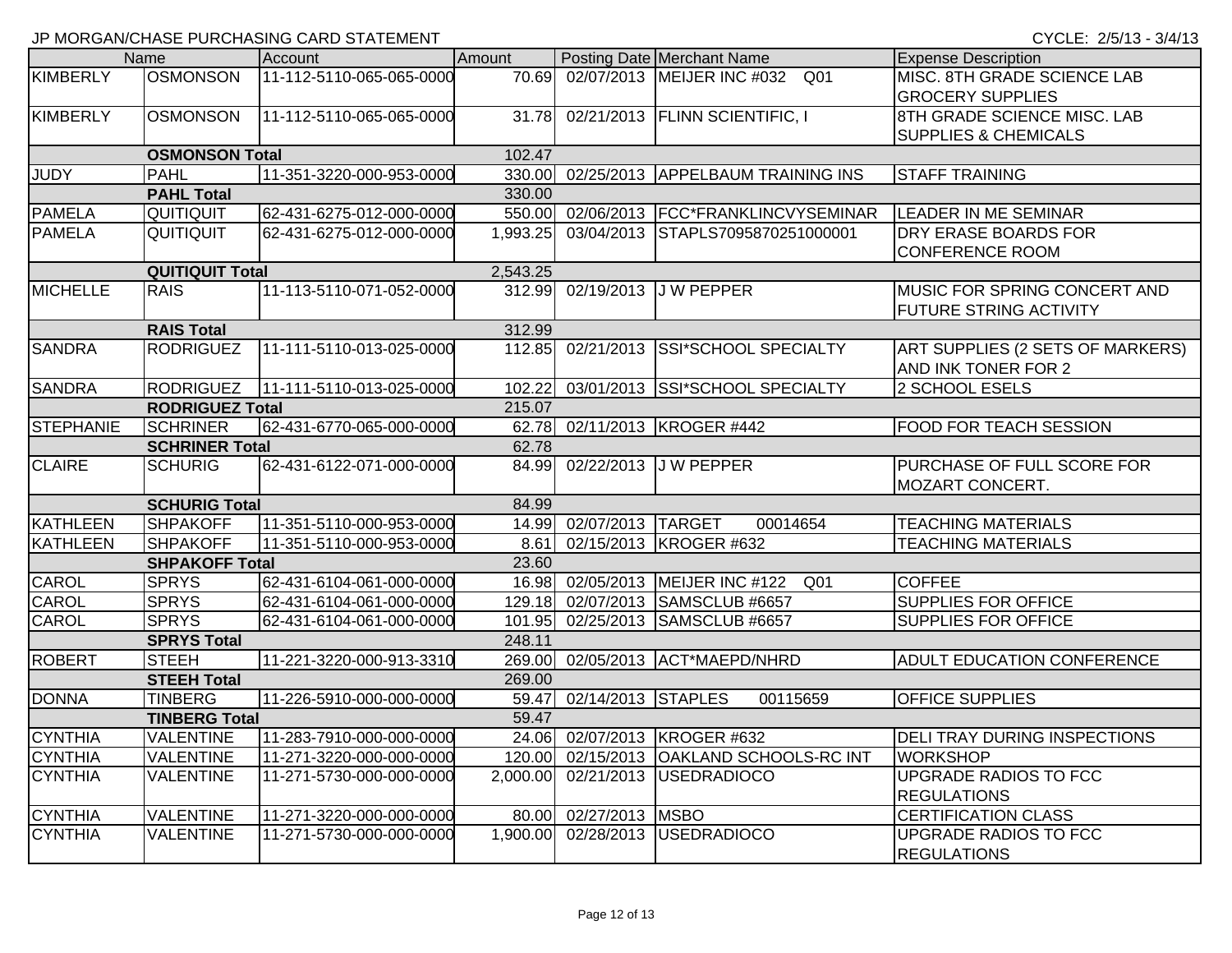JP MORGAN/CHASE PURCHASING CARD STATEMENT

CYCLE: 2/5/13 - 3/4/13

| Name | | Account | Amount | Posting Date | Merchant Name | Expense Description |
|---|---|---|---|---|---|---|
| KIMBERLY | OSMONSON | 11-112-5110-065-065-0000 | 70.69 | 02/07/2013 | MEIJER INC #032 Q01 | MISC. 8TH GRADE SCIENCE LAB GROCERY SUPPLIES |
| KIMBERLY | OSMONSON | 11-112-5110-065-065-0000 | 31.78 | 02/21/2013 | FLINN SCIENTIFIC, I | 8TH GRADE SCIENCE MISC. LAB SUPPLIES & CHEMICALS |
| | **OSMONSON Total** | | 102.47 | | | |
| JUDY | PAHL | 11-351-3220-000-953-0000 | 330.00 | 02/25/2013 | APPELBAUM TRAINING INS | STAFF TRAINING |
| | **PAHL Total** | | 330.00 | | | |
| PAMELA | QUITIQUIT | 62-431-6275-012-000-0000 | 550.00 | 02/06/2013 | FCC*FRANKLINCVYSEMINAR | LEADER IN ME SEMINAR |
| PAMELA | QUITIQUIT | 62-431-6275-012-000-0000 | 1,993.25 | 03/04/2013 | STAPLS7095870251000001 | DRY ERASE BOARDS FOR CONFERENCE ROOM |
| | **QUITIQUIT Total** | | 2,543.25 | | | |
| MICHELLE | RAIS | 11-113-5110-071-052-0000 | 312.99 | 02/19/2013 | J W PEPPER | MUSIC FOR SPRING CONCERT AND FUTURE STRING ACTIVITY |
| | **RAIS Total** | | 312.99 | | | |
| SANDRA | RODRIGUEZ | 11-111-5110-013-025-0000 | 112.85 | 02/21/2013 | SSI*SCHOOL SPECIALTY | ART SUPPLIES (2 SETS OF MARKERS) AND INK TONER FOR 2 |
| SANDRA | RODRIGUEZ | 11-111-5110-013-025-0000 | 102.22 | 03/01/2013 | SSI*SCHOOL SPECIALTY | 2 SCHOOL ESELS |
| | **RODRIGUEZ Total** | | 215.07 | | | |
| STEPHANIE | SCHRINER | 62-431-6770-065-000-0000 | 62.78 | 02/11/2013 | KROGER #442 | FOOD FOR TEACH SESSION |
| | **SCHRINER Total** | | 62.78 | | | |
| CLAIRE | SCHURIG | 62-431-6122-071-000-0000 | 84.99 | 02/22/2013 | J W PEPPER | PURCHASE OF FULL SCORE FOR MOZART CONCERT. |
| | **SCHURIG Total** | | 84.99 | | | |
| KATHLEEN | SHPAKOFF | 11-351-5110-000-953-0000 | 14.99 | 02/07/2013 | TARGET 00014654 | TEACHING MATERIALS |
| KATHLEEN | SHPAKOFF | 11-351-5110-000-953-0000 | 8.61 | 02/15/2013 | KROGER #632 | TEACHING MATERIALS |
| | **SHPAKOFF Total** | | 23.60 | | | |
| CAROL | SPRYS | 62-431-6104-061-000-0000 | 16.98 | 02/05/2013 | MEIJER INC #122 Q01 | COFFEE |
| CAROL | SPRYS | 62-431-6104-061-000-0000 | 129.18 | 02/07/2013 | SAMSCLUB #6657 | SUPPLIES FOR OFFICE |
| CAROL | SPRYS | 62-431-6104-061-000-0000 | 101.95 | 02/25/2013 | SAMSCLUB #6657 | SUPPLIES FOR OFFICE |
| | **SPRYS Total** | | 248.11 | | | |
| ROBERT | STEEH | 11-221-3220-000-913-3310 | 269.00 | 02/05/2013 | ACT*MAEPD/NHRD | ADULT EDUCATION CONFERENCE |
| | **STEEH Total** | | 269.00 | | | |
| DONNA | TINBERG | 11-226-5910-000-000-0000 | 59.47 | 02/14/2013 | STAPLES 00115659 | OFFICE SUPPLIES |
| | **TINBERG Total** | | 59.47 | | | |
| CYNTHIA | VALENTINE | 11-283-7910-000-000-0000 | 24.06 | 02/07/2013 | KROGER #632 | DELI TRAY DURING INSPECTIONS |
| CYNTHIA | VALENTINE | 11-271-3220-000-000-0000 | 120.00 | 02/15/2013 | OAKLAND SCHOOLS-RC INT | WORKSHOP |
| CYNTHIA | VALENTINE | 11-271-5730-000-000-0000 | 2,000.00 | 02/21/2013 | USEDRADIOCO | UPGRADE RADIOS TO FCC REGULATIONS |
| CYNTHIA | VALENTINE | 11-271-3220-000-000-0000 | 80.00 | 02/27/2013 | MSBO | CERTIFICATION CLASS |
| CYNTHIA | VALENTINE | 11-271-5730-000-000-0000 | 1,900.00 | 02/28/2013 | USEDRADIOCO | UPGRADE RADIOS TO FCC REGULATIONS |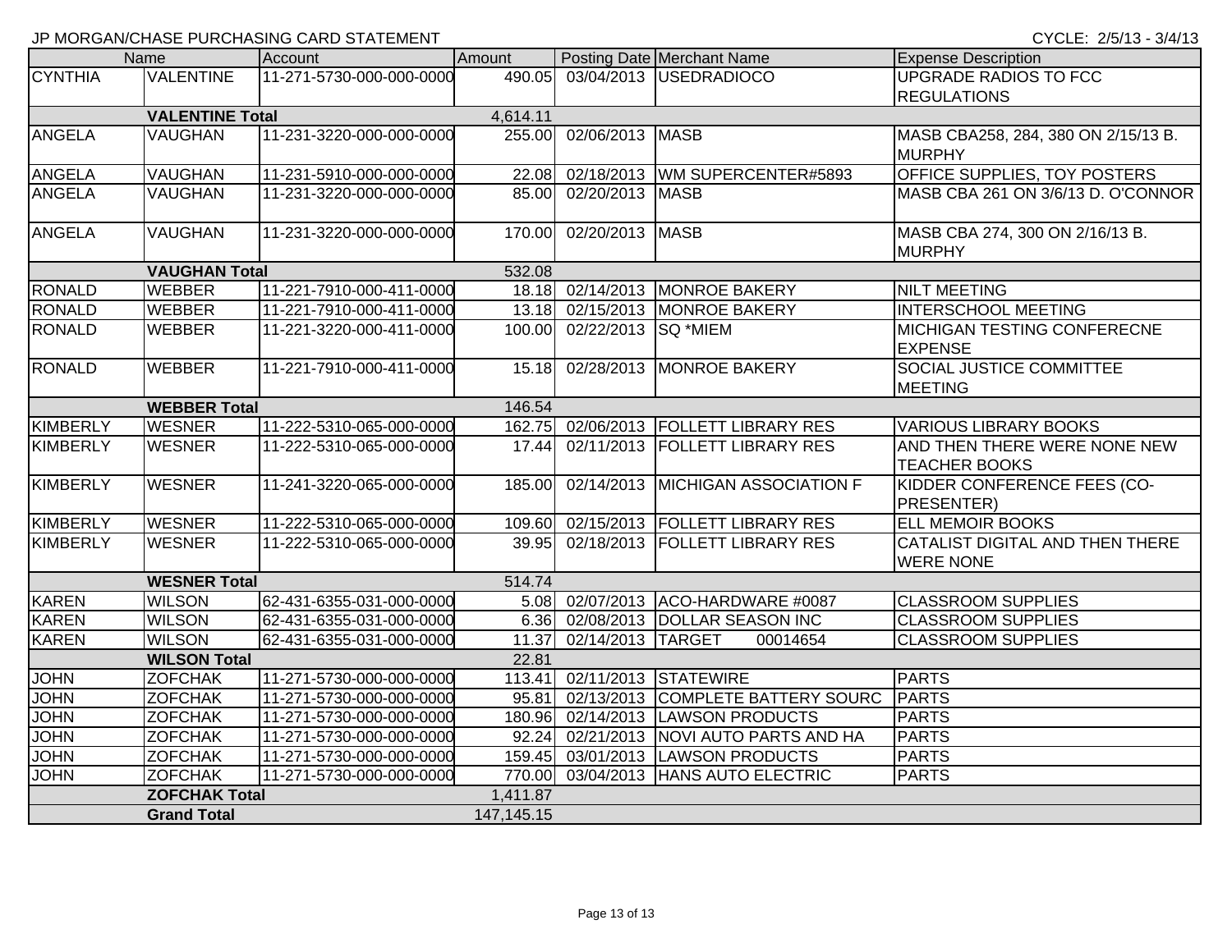JP MORGAN/CHASE PURCHASING CARD STATEMENT

CYCLE: 2/5/13 - 3/4/13

| Name | | Account | Amount | Posting Date | Merchant Name | Expense Description |
|---|---|---|---|---|---|---|
| CYNTHIA | VALENTINE | 11-271-5730-000-000-0000 | 490.05 | 03/04/2013 | USEDRADIOCO | UPGRADE RADIOS TO FCC REGULATIONS |
| | **VALENTINE Total** | | 4,614.11 | | | |
| ANGELA | VAUGHAN | 11-231-3220-000-000-0000 | 255.00 | 02/06/2013 | MASB | MASB CBA258, 284, 380 ON 2/15/13 B. MURPHY |
| ANGELA | VAUGHAN | 11-231-5910-000-000-0000 | 22.08 | 02/18/2013 | WM SUPERCENTER#5893 | OFFICE SUPPLIES, TOY POSTERS |
| ANGELA | VAUGHAN | 11-231-3220-000-000-0000 | 85.00 | 02/20/2013 | MASB | MASB CBA 261 ON 3/6/13 D. O'CONNOR |
| ANGELA | VAUGHAN | 11-231-3220-000-000-0000 | 170.00 | 02/20/2013 | MASB | MASB CBA 274, 300 ON 2/16/13 B. MURPHY |
| | **VAUGHAN Total** | | 532.08 | | | |
| RONALD | WEBBER | 11-221-7910-000-411-0000 | 18.18 | 02/14/2013 | MONROE BAKERY | NILT MEETING |
| RONALD | WEBBER | 11-221-7910-000-411-0000 | 13.18 | 02/15/2013 | MONROE BAKERY | INTERSCHOOL MEETING |
| RONALD | WEBBER | 11-221-3220-000-411-0000 | 100.00 | 02/22/2013 | SQ *MIEM | MICHIGAN TESTING CONFERECNE EXPENSE |
| RONALD | WEBBER | 11-221-7910-000-411-0000 | 15.18 | 02/28/2013 | MONROE BAKERY | SOCIAL JUSTICE COMMITTEE MEETING |
| | **WEBBER Total** | | 146.54 | | | |
| KIMBERLY | WESNER | 11-222-5310-065-000-0000 | 162.75 | 02/06/2013 | FOLLETT LIBRARY RES | VARIOUS LIBRARY BOOKS |
| KIMBERLY | WESNER | 11-222-5310-065-000-0000 | 17.44 | 02/11/2013 | FOLLETT LIBRARY RES | AND THEN THERE WERE NONE NEW TEACHER BOOKS |
| KIMBERLY | WESNER | 11-241-3220-065-000-0000 | 185.00 | 02/14/2013 | MICHIGAN ASSOCIATION F | KIDDER CONFERENCE FEES (CO-PRESENTER) |
| KIMBERLY | WESNER | 11-222-5310-065-000-0000 | 109.60 | 02/15/2013 | FOLLETT LIBRARY RES | ELL MEMOIR BOOKS |
| KIMBERLY | WESNER | 11-222-5310-065-000-0000 | 39.95 | 02/18/2013 | FOLLETT LIBRARY RES | CATALIST DIGITAL AND THEN THERE WERE NONE |
| | **WESNER Total** | | 514.74 | | | |
| KAREN | WILSON | 62-431-6355-031-000-0000 | 5.08 | 02/07/2013 | ACO-HARDWARE #0087 | CLASSROOM SUPPLIES |
| KAREN | WILSON | 62-431-6355-031-000-0000 | 6.36 | 02/08/2013 | DOLLAR SEASON INC | CLASSROOM SUPPLIES |
| KAREN | WILSON | 62-431-6355-031-000-0000 | 11.37 | 02/14/2013 | TARGET 00014654 | CLASSROOM SUPPLIES |
| | **WILSON Total** | | 22.81 | | | |
| JOHN | ZOFCHAK | 11-271-5730-000-000-0000 | 113.41 | 02/11/2013 | STATEWIRE | PARTS |
| JOHN | ZOFCHAK | 11-271-5730-000-000-0000 | 95.81 | 02/13/2013 | COMPLETE BATTERY SOURC | PARTS |
| JOHN | ZOFCHAK | 11-271-5730-000-000-0000 | 180.96 | 02/14/2013 | LAWSON PRODUCTS | PARTS |
| JOHN | ZOFCHAK | 11-271-5730-000-000-0000 | 92.24 | 02/21/2013 | NOVI AUTO PARTS AND HA | PARTS |
| JOHN | ZOFCHAK | 11-271-5730-000-000-0000 | 159.45 | 03/01/2013 | LAWSON PRODUCTS | PARTS |
| JOHN | ZOFCHAK | 11-271-5730-000-000-0000 | 770.00 | 03/04/2013 | HANS AUTO ELECTRIC | PARTS |
| | **ZOFCHAK Total** | | 1,411.87 | | | |
| | **Grand Total** | | 147,145.15 | | | |